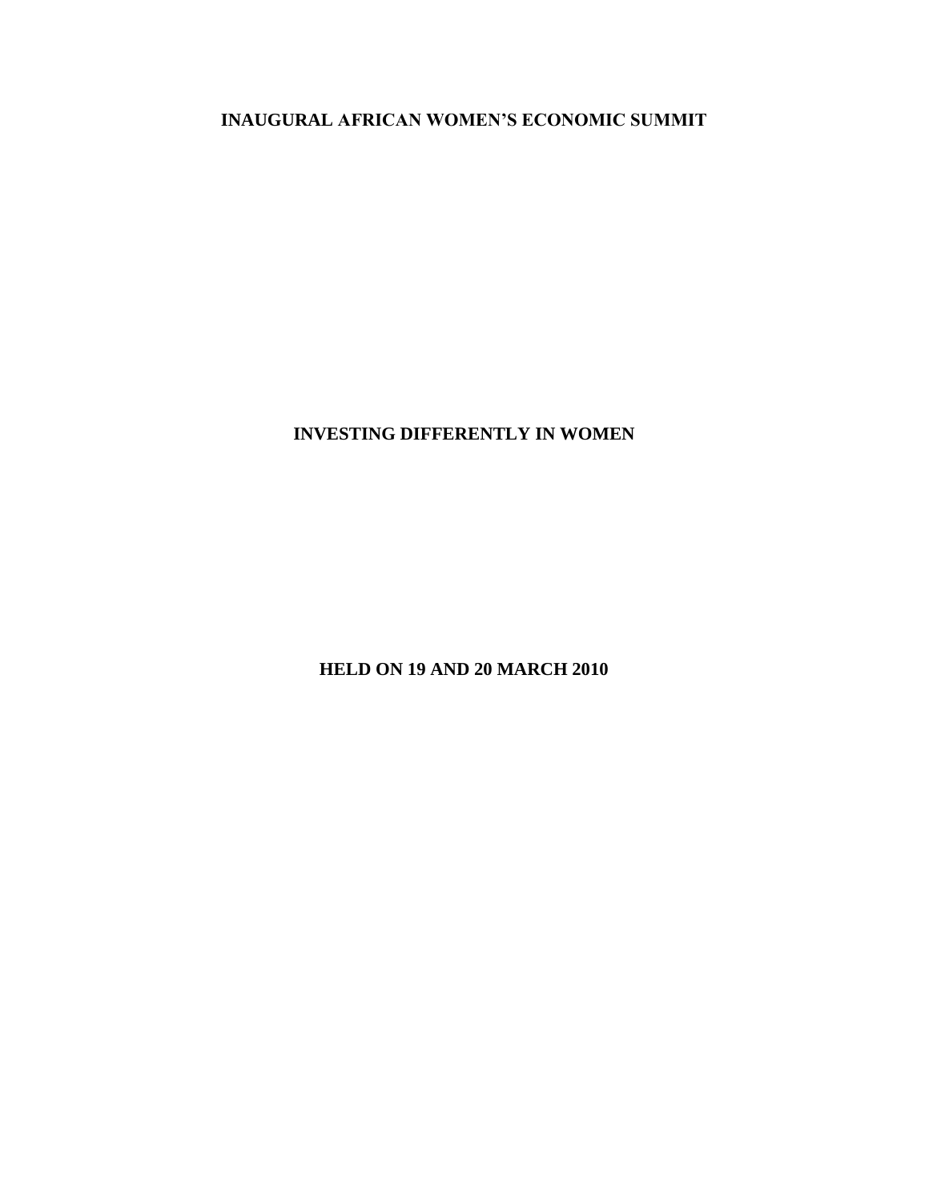# INAUGURAL AFRICAN WOMEN'S ECONOMIC SUMMIT

## INVESTING DIFFERENTLY IN WOMEN

**HELD ON 19 AND 20 MARCH 2010**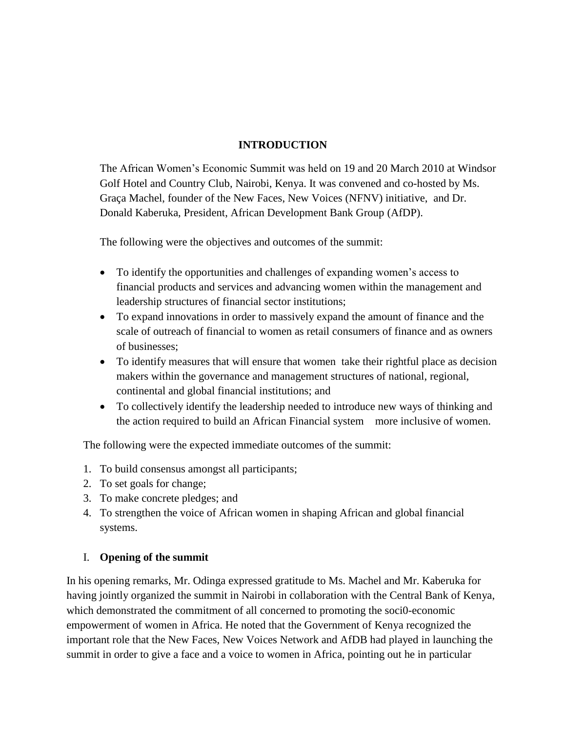## INTRODUCTION

The African Women's Economic Summit was held on 19 and 20 March 2010 at Windsor Golf Hotel and Country Club, Nairobi, Kenya. It was convened and co-hosted by Ms. Graça Machel, founder of the New Faces, New Voices (NFNV) initiative, and Dr. Donald Kaberuka, President, African Development Bank Group (AfDP).

The following were the objectives and outcomes of the summit:

- To identify the opportunities and challenges of expanding women's access to financial products and services and advancing women within the management and leadership structures of financial sector institutions;
- To expand innovations in order to massively expand the amount of finance and the scale of outreach of financial to women as retail consumers of finance and as owners of businesses;
- To identify measures that will ensure that women take their rightful place as decision makers within the governance and management structures of national, regional, continental and global financial institutions; and
- To collectively identify the leadership needed to introduce new ways of thinking and the action required to build an African Financial system more inclusive of women.

The following were the expected immediate outcomes of the summit:

1. To build consensus amongst all participants;
2. To set goals for change;
3. To make concrete pledges; and
4. To strengthen the voice of African women in shaping African and global financial systems.

### I. Opening of the summit

In his opening remarks, Mr. Odinga expressed gratitude to Ms. Machel and Mr. Kaberuka for having jointly organized the summit in Nairobi in collaboration with the Central Bank of Kenya, which demonstrated the commitment of all concerned to promoting the soci0-economic empowerment of women in Africa. He noted that the Government of Kenya recognized the important role that the New Faces, New Voices Network and AfDB had played in launching the summit in order to give a face and a voice to women in Africa, pointing out he in particular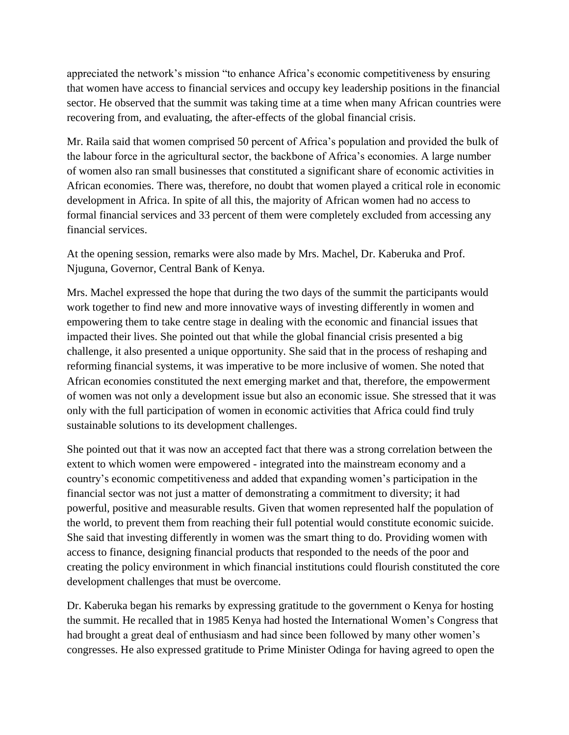appreciated the network's mission "to enhance Africa's economic competitiveness by ensuring that women have access to financial services and occupy key leadership positions in the financial sector. He observed that the summit was taking time at a time when many African countries were recovering from, and evaluating, the after-effects of the global financial crisis.

Mr. Raila said that women comprised 50 percent of Africa's population and provided the bulk of the labour force in the agricultural sector, the backbone of Africa's economies. A large number of women also ran small businesses that constituted a significant share of economic activities in African economies. There was, therefore, no doubt that women played a critical role in economic development in Africa. In spite of all this, the majority of African women had no access to formal financial services and 33 percent of them were completely excluded from accessing any financial services.

At the opening session, remarks were also made by Mrs. Machel, Dr. Kaberuka and Prof. Njuguna, Governor, Central Bank of Kenya.

Mrs. Machel expressed the hope that during the two days of the summit the participants would work together to find new and more innovative ways of investing differently in women and empowering them to take centre stage in dealing with the economic and financial issues that impacted their lives. She pointed out that while the global financial crisis presented a big challenge, it also presented a unique opportunity. She said that in the process of reshaping and reforming financial systems, it was imperative to be more inclusive of women. She noted that African economies constituted the next emerging market and that, therefore, the empowerment of women was not only a development issue but also an economic issue. She stressed that it was only with the full participation of women in economic activities that Africa could find truly sustainable solutions to its development challenges.

She pointed out that it was now an accepted fact that there was a strong correlation between the extent to which women were empowered - integrated into the mainstream economy and a country's economic competitiveness and added that expanding women's participation in the financial sector was not just a matter of demonstrating a commitment to diversity; it had powerful, positive and measurable results. Given that women represented half the population of the world, to prevent them from reaching their full potential would constitute economic suicide. She said that investing differently in women was the smart thing to do. Providing women with access to finance, designing financial products that responded to the needs of the poor and creating the policy environment in which financial institutions could flourish constituted the core development challenges that must be overcome.

Dr. Kaberuka began his remarks by expressing gratitude to the government o Kenya for hosting the summit. He recalled that in 1985 Kenya had hosted the International Women's Congress that had brought a great deal of enthusiasm and had since been followed by many other women's congresses. He also expressed gratitude to Prime Minister Odinga for having agreed to open the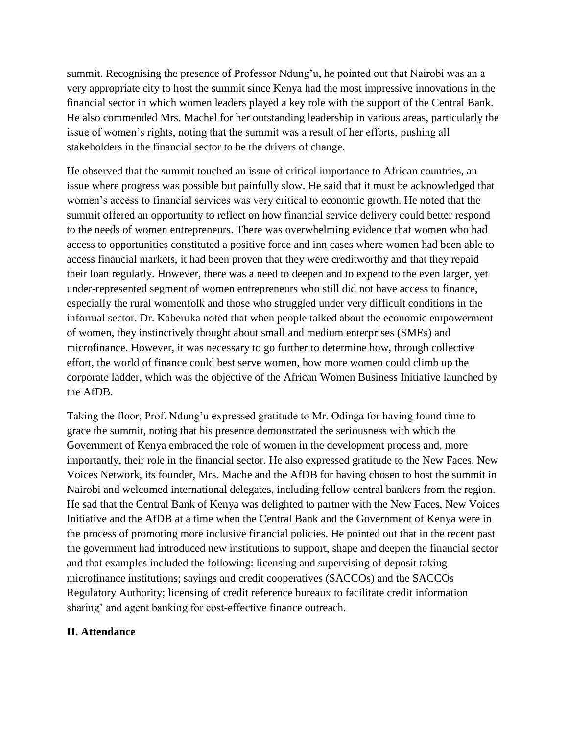summit. Recognising the presence of Professor Ndung'u, he pointed out that Nairobi was an a very appropriate city to host the summit since Kenya had the most impressive innovations in the financial sector in which women leaders played a key role with the support of the Central Bank. He also commended Mrs. Machel for her outstanding leadership in various areas, particularly the issue of women's rights, noting that the summit was a result of her efforts, pushing all stakeholders in the financial sector to be the drivers of change.

He observed that the summit touched an issue of critical importance to African countries, an issue where progress was possible but painfully slow. He said that it must be acknowledged that women's access to financial services was very critical to economic growth. He noted that the summit offered an opportunity to reflect on how financial service delivery could better respond to the needs of women entrepreneurs. There was overwhelming evidence that women who had access to opportunities constituted a positive force and inn cases where women had been able to access financial markets, it had been proven that they were creditworthy and that they repaid their loan regularly. However, there was a need to deepen and to expend to the even larger, yet under-represented segment of women entrepreneurs who still did not have access to finance, especially the rural womenfolk and those who struggled under very difficult conditions in the informal sector. Dr. Kaberuka noted that when people talked about the economic empowerment of women, they instinctively thought about small and medium enterprises (SMEs) and microfinance. However, it was necessary to go further to determine how, through collective effort, the world of finance could best serve women, how more women could climb up the corporate ladder, which was the objective of the African Women Business Initiative launched by the AfDB.

Taking the floor, Prof. Ndung'u expressed gratitude to Mr. Odinga for having found time to grace the summit, noting that his presence demonstrated the seriousness with which the Government of Kenya embraced the role of women in the development process and, more importantly, their role in the financial sector. He also expressed gratitude to the New Faces, New Voices Network, its founder, Mrs. Mache and the AfDB for having chosen to host the summit in Nairobi and welcomed international delegates, including fellow central bankers from the region. He sad that the Central Bank of Kenya was delighted to partner with the New Faces, New Voices Initiative and the AfDB at a time when the Central Bank and the Government of Kenya were in the process of promoting more inclusive financial policies. He pointed out that in the recent past the government had introduced new institutions to support, shape and deepen the financial sector and that examples included the following: licensing and supervising of deposit taking microfinance institutions; savings and credit cooperatives (SACCOs) and the SACCOs Regulatory Authority; licensing of credit reference bureaux to facilitate credit information sharing' and agent banking for cost-effective finance outreach.

## II. Attendance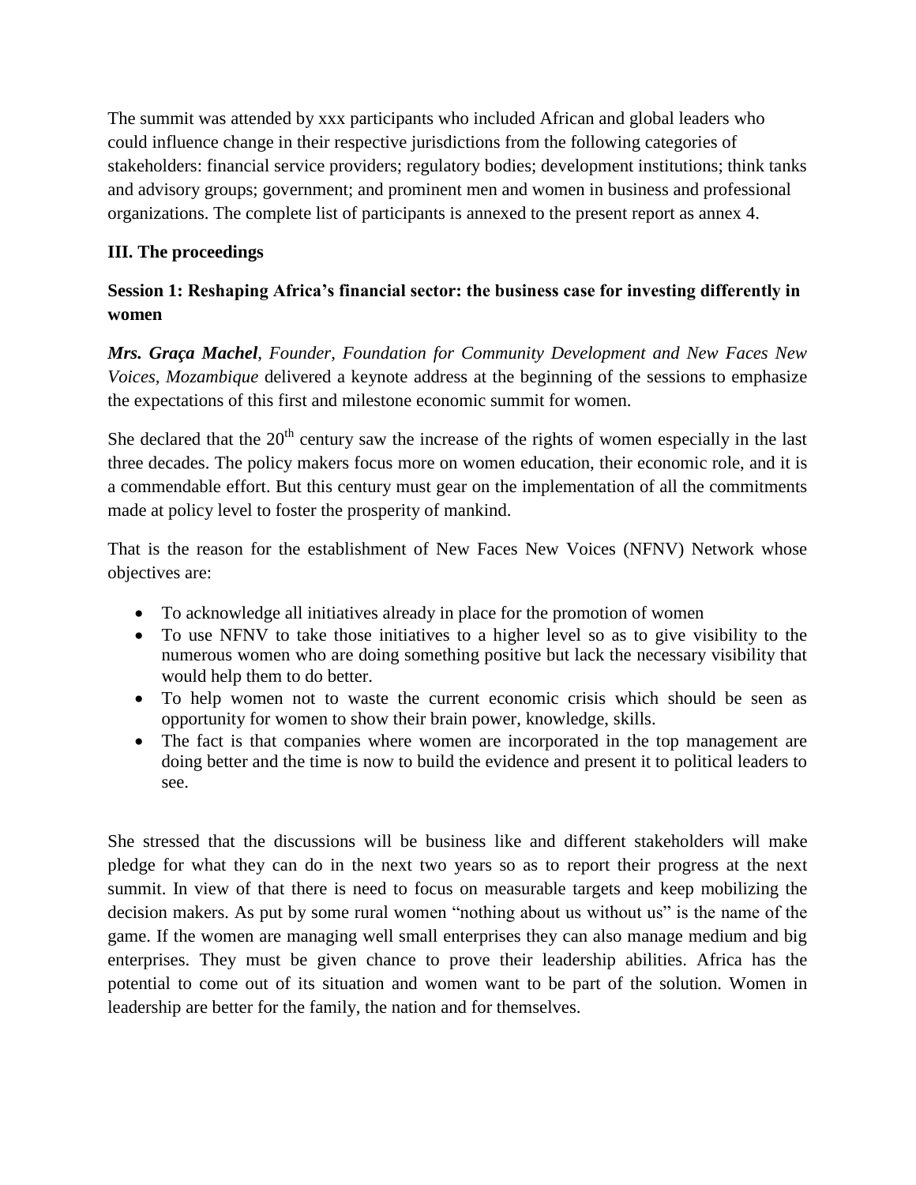The summit was attended by xxx participants who included African and global leaders who could influence change in their respective jurisdictions from the following categories of stakeholders: financial service providers; regulatory bodies; development institutions; think tanks and advisory groups; government; and prominent men and women in business and professional organizations. The complete list of participants is annexed to the present report as annex 4.

## III. The proceedings

### Session 1: Reshaping Africa's financial sector: the business case for investing differently in women

***Mrs. Graça Machel****, Founder, Foundation for Community Development and New Faces New Voices, Mozambique* delivered a keynote address at the beginning of the sessions to emphasize the expectations of this first and milestone economic summit for women.

She declared that the $20^{th}$ century saw the increase of the rights of women especially in the last three decades. The policy makers focus more on women education, their economic role, and it is a commendable effort. But this century must gear on the implementation of all the commitments made at policy level to foster the prosperity of mankind.

That is the reason for the establishment of New Faces New Voices (NFNV) Network whose objectives are:

- To acknowledge all initiatives already in place for the promotion of women
- To use NFNV to take those initiatives to a higher level so as to give visibility to the numerous women who are doing something positive but lack the necessary visibility that would help them to do better.
- To help women not to waste the current economic crisis which should be seen as opportunity for women to show their brain power, knowledge, skills.
- The fact is that companies where women are incorporated in the top management are doing better and the time is now to build the evidence and present it to political leaders to see.

She stressed that the discussions will be business like and different stakeholders will make pledge for what they can do in the next two years so as to report their progress at the next summit. In view of that there is need to focus on measurable targets and keep mobilizing the decision makers. As put by some rural women "nothing about us without us" is the name of the game. If the women are managing well small enterprises they can also manage medium and big enterprises. They must be given chance to prove their leadership abilities. Africa has the potential to come out of its situation and women want to be part of the solution. Women in leadership are better for the family, the nation and for themselves.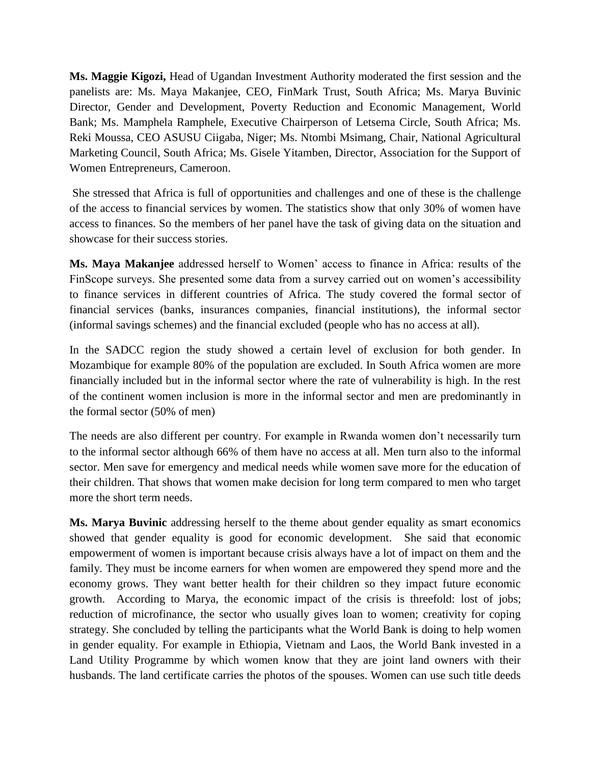**Ms. Maggie Kigozi,** Head of Ugandan Investment Authority moderated the first session and the panelists are: Ms. Maya Makanjee, CEO, FinMark Trust, South Africa; Ms. Marya Buvinic Director, Gender and Development, Poverty Reduction and Economic Management, World Bank; Ms. Mamphela Ramphele, Executive Chairperson of Letsema Circle, South Africa; Ms. Reki Moussa, CEO ASUSU Ciigaba, Niger; Ms. Ntombi Msimang, Chair, National Agricultural Marketing Council, South Africa; Ms. Gisele Yitamben, Director, Association for the Support of Women Entrepreneurs, Cameroon.

She stressed that Africa is full of opportunities and challenges and one of these is the challenge of the access to financial services by women. The statistics show that only 30% of women have access to finances. So the members of her panel have the task of giving data on the situation and showcase for their success stories.

**Ms. Maya Makanjee** addressed herself to Women' access to finance in Africa: results of the FinScope surveys. She presented some data from a survey carried out on women's accessibility to finance services in different countries of Africa. The study covered the formal sector of financial services (banks, insurances companies, financial institutions), the informal sector (informal savings schemes) and the financial excluded (people who has no access at all).

In the SADCC region the study showed a certain level of exclusion for both gender. In Mozambique for example 80% of the population are excluded. In South Africa women are more financially included but in the informal sector where the rate of vulnerability is high. In the rest of the continent women inclusion is more in the informal sector and men are predominantly in the formal sector (50% of men)

The needs are also different per country. For example in Rwanda women don't necessarily turn to the informal sector although 66% of them have no access at all. Men turn also to the informal sector. Men save for emergency and medical needs while women save more for the education of their children. That shows that women make decision for long term compared to men who target more the short term needs.

**Ms. Marya Buvinic** addressing herself to the theme about gender equality as smart economics showed that gender equality is good for economic development. She said that economic empowerment of women is important because crisis always have a lot of impact on them and the family. They must be income earners for when women are empowered they spend more and the economy grows. They want better health for their children so they impact future economic growth. According to Marya, the economic impact of the crisis is threefold: lost of jobs; reduction of microfinance, the sector who usually gives loan to women; creativity for coping strategy. She concluded by telling the participants what the World Bank is doing to help women in gender equality. For example in Ethiopia, Vietnam and Laos, the World Bank invested in a Land Utility Programme by which women know that they are joint land owners with their husbands. The land certificate carries the photos of the spouses. Women can use such title deeds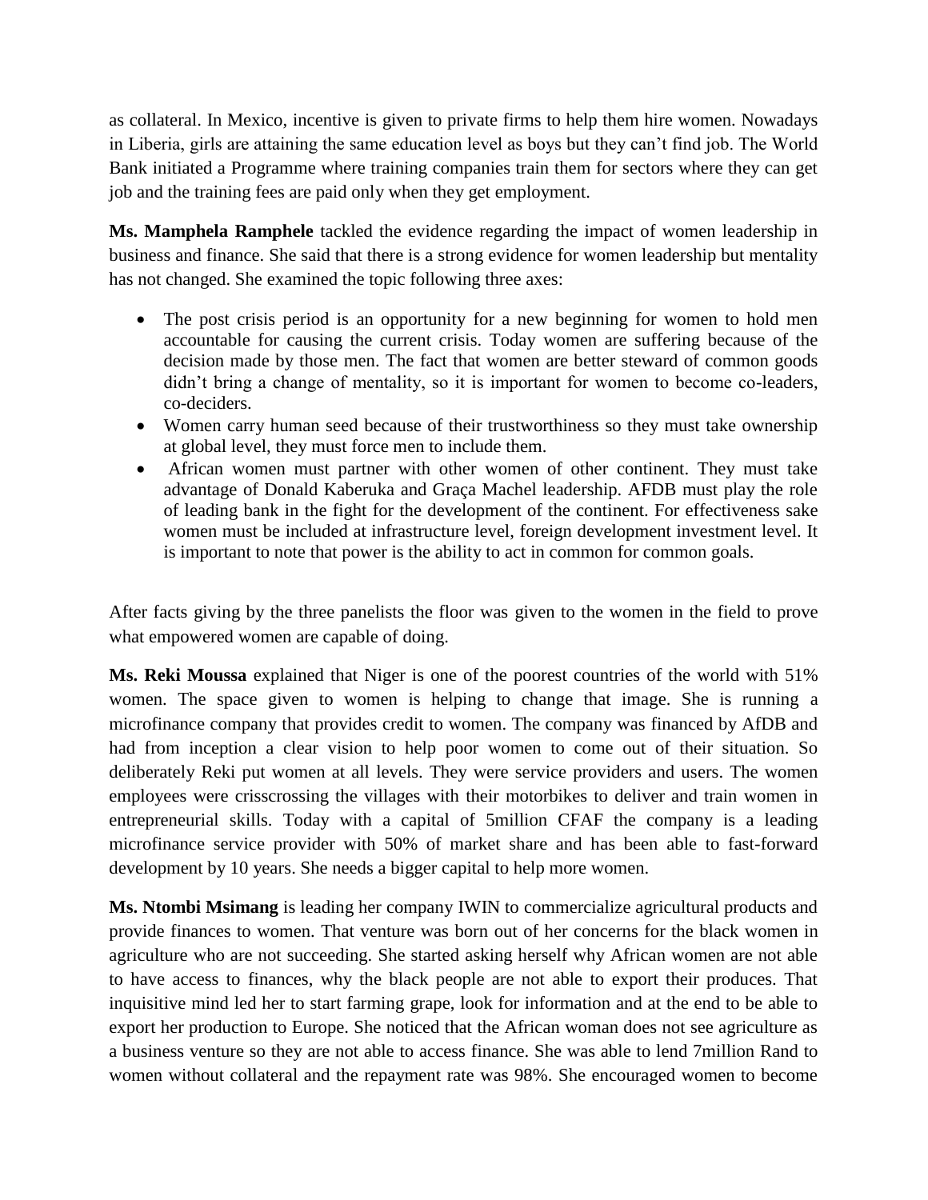as collateral. In Mexico, incentive is given to private firms to help them hire women. Nowadays in Liberia, girls are attaining the same education level as boys but they can't find job. The World Bank initiated a Programme where training companies train them for sectors where they can get job and the training fees are paid only when they get employment.

**Ms. Mamphela Ramphele** tackled the evidence regarding the impact of women leadership in business and finance. She said that there is a strong evidence for women leadership but mentality has not changed. She examined the topic following three axes:

- The post crisis period is an opportunity for a new beginning for women to hold men accountable for causing the current crisis. Today women are suffering because of the decision made by those men. The fact that women are better steward of common goods didn't bring a change of mentality, so it is important for women to become co-leaders, co-deciders.
- Women carry human seed because of their trustworthiness so they must take ownership at global level, they must force men to include them.
- African women must partner with other women of other continent. They must take advantage of Donald Kaberuka and Graça Machel leadership. AFDB must play the role of leading bank in the fight for the development of the continent. For effectiveness sake women must be included at infrastructure level, foreign development investment level. It is important to note that power is the ability to act in common for common goals.

After facts giving by the three panelists the floor was given to the women in the field to prove what empowered women are capable of doing.

**Ms. Reki Moussa** explained that Niger is one of the poorest countries of the world with 51% women. The space given to women is helping to change that image. She is running a microfinance company that provides credit to women. The company was financed by AfDB and had from inception a clear vision to help poor women to come out of their situation. So deliberately Reki put women at all levels. They were service providers and users. The women employees were crisscrossing the villages with their motorbikes to deliver and train women in entrepreneurial skills. Today with a capital of 5million CFAF the company is a leading microfinance service provider with 50% of market share and has been able to fast-forward development by 10 years. She needs a bigger capital to help more women.

**Ms. Ntombi Msimang** is leading her company IWIN to commercialize agricultural products and provide finances to women. That venture was born out of her concerns for the black women in agriculture who are not succeeding. She started asking herself why African women are not able to have access to finances, why the black people are not able to export their produces. That inquisitive mind led her to start farming grape, look for information and at the end to be able to export her production to Europe. She noticed that the African woman does not see agriculture as a business venture so they are not able to access finance. She was able to lend 7million Rand to women without collateral and the repayment rate was 98%. She encouraged women to become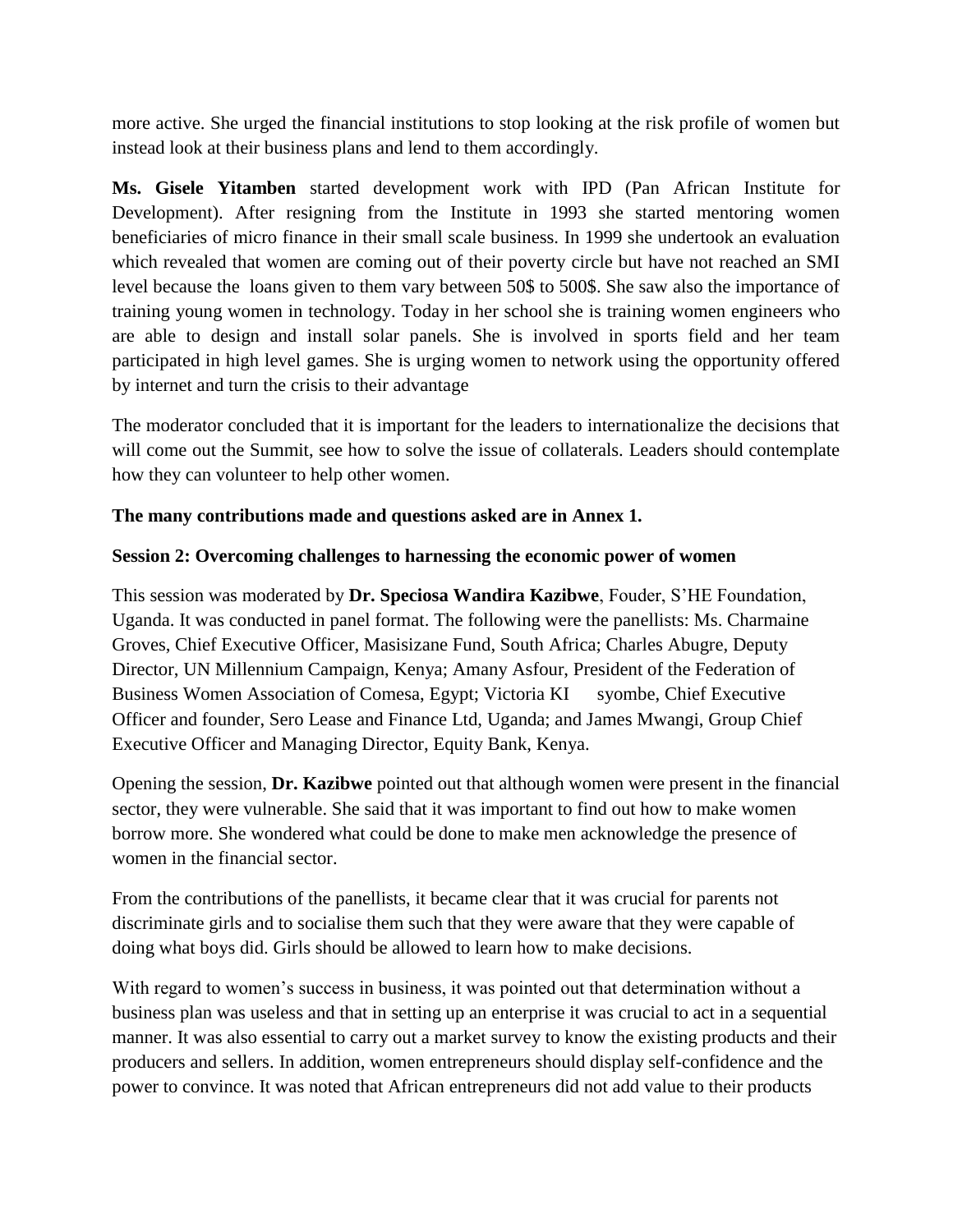more active. She urged the financial institutions to stop looking at the risk profile of women but instead look at their business plans and lend to them accordingly.

**Ms. Gisele Yitamben** started development work with IPD (Pan African Institute for Development). After resigning from the Institute in 1993 she started mentoring women beneficiaries of micro finance in their small scale business. In 1999 she undertook an evaluation which revealed that women are coming out of their poverty circle but have not reached an SMI level because the loans given to them vary between 50$ to 500$. She saw also the importance of training young women in technology. Today in her school she is training women engineers who are able to design and install solar panels. She is involved in sports field and her team participated in high level games. She is urging women to network using the opportunity offered by internet and turn the crisis to their advantage

The moderator concluded that it is important for the leaders to internationalize the decisions that will come out the Summit, see how to solve the issue of collaterals. Leaders should contemplate how they can volunteer to help other women.

**The many contributions made and questions asked are in Annex 1.**

**Session 2: Overcoming challenges to harnessing the economic power of women**

This session was moderated by **Dr. Speciosa Wandira Kazibwe**, Fouder, S'HE Foundation, Uganda. It was conducted in panel format. The following were the panellists: Ms. Charmaine Groves, Chief Executive Officer, Masisizane Fund, South Africa; Charles Abugre, Deputy Director, UN Millennium Campaign, Kenya; Amany Asfour, President of the Federation of Business Women Association of Comesa, Egypt; Victoria KI syombe, Chief Executive Officer and founder, Sero Lease and Finance Ltd, Uganda; and James Mwangi, Group Chief Executive Officer and Managing Director, Equity Bank, Kenya.

Opening the session, **Dr. Kazibwe** pointed out that although women were present in the financial sector, they were vulnerable. She said that it was important to find out how to make women borrow more. She wondered what could be done to make men acknowledge the presence of women in the financial sector.

From the contributions of the panellists, it became clear that it was crucial for parents not discriminate girls and to socialise them such that they were aware that they were capable of doing what boys did. Girls should be allowed to learn how to make decisions.

With regard to women's success in business, it was pointed out that determination without a business plan was useless and that in setting up an enterprise it was crucial to act in a sequential manner. It was also essential to carry out a market survey to know the existing products and their producers and sellers. In addition, women entrepreneurs should display self-confidence and the power to convince. It was noted that African entrepreneurs did not add value to their products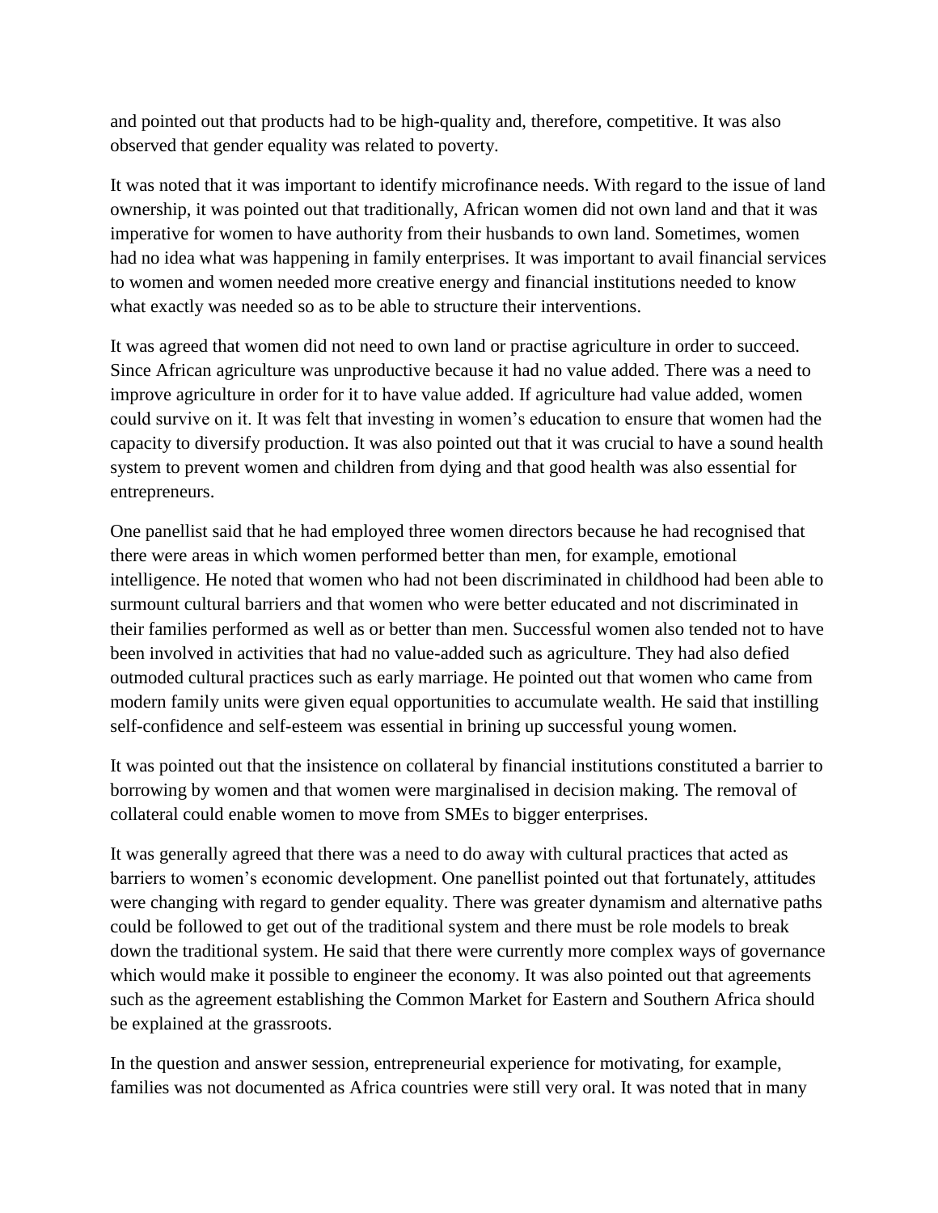and pointed out that products had to be high-quality and, therefore, competitive. It was also observed that gender equality was related to poverty.

It was noted that it was important to identify microfinance needs. With regard to the issue of land ownership, it was pointed out that traditionally, African women did not own land and that it was imperative for women to have authority from their husbands to own land. Sometimes, women had no idea what was happening in family enterprises. It was important to avail financial services to women and women needed more creative energy and financial institutions needed to know what exactly was needed so as to be able to structure their interventions.

It was agreed that women did not need to own land or practise agriculture in order to succeed. Since African agriculture was unproductive because it had no value added. There was a need to improve agriculture in order for it to have value added. If agriculture had value added, women could survive on it. It was felt that investing in women's education to ensure that women had the capacity to diversify production. It was also pointed out that it was crucial to have a sound health system to prevent women and children from dying and that good health was also essential for entrepreneurs.

One panellist said that he had employed three women directors because he had recognised that there were areas in which women performed better than men, for example, emotional intelligence. He noted that women who had not been discriminated in childhood had been able to surmount cultural barriers and that women who were better educated and not discriminated in their families performed as well as or better than men. Successful women also tended not to have been involved in activities that had no value-added such as agriculture. They had also defied outmoded cultural practices such as early marriage. He pointed out that women who came from modern family units were given equal opportunities to accumulate wealth. He said that instilling self-confidence and self-esteem was essential in brining up successful young women.

It was pointed out that the insistence on collateral by financial institutions constituted a barrier to borrowing by women and that women were marginalised in decision making. The removal of collateral could enable women to move from SMEs to bigger enterprises.

It was generally agreed that there was a need to do away with cultural practices that acted as barriers to women's economic development. One panellist pointed out that fortunately, attitudes were changing with regard to gender equality. There was greater dynamism and alternative paths could be followed to get out of the traditional system and there must be role models to break down the traditional system. He said that there were currently more complex ways of governance which would make it possible to engineer the economy. It was also pointed out that agreements such as the agreement establishing the Common Market for Eastern and Southern Africa should be explained at the grassroots.

In the question and answer session, entrepreneurial experience for motivating, for example, families was not documented as Africa countries were still very oral. It was noted that in many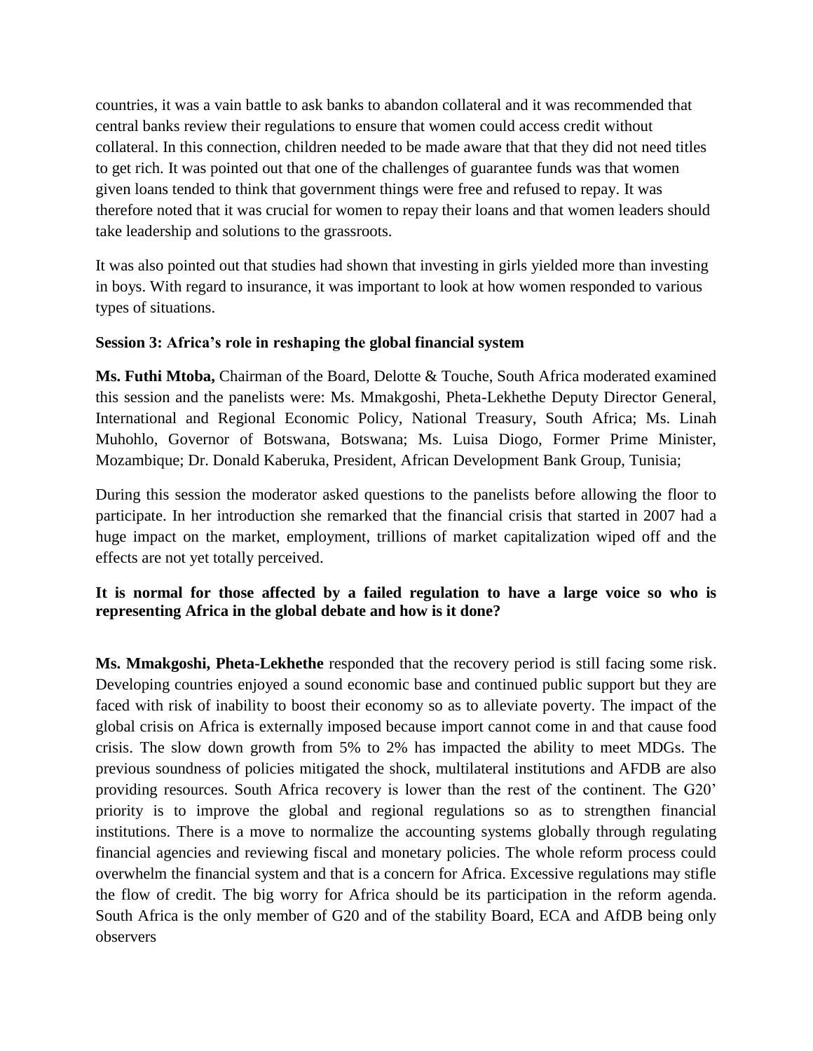countries, it was a vain battle to ask banks to abandon collateral and it was recommended that central banks review their regulations to ensure that women could access credit without collateral. In this connection, children needed to be made aware that that they did not need titles to get rich. It was pointed out that one of the challenges of guarantee funds was that women given loans tended to think that government things were free and refused to repay. It was therefore noted that it was crucial for women to repay their loans and that women leaders should take leadership and solutions to the grassroots.

It was also pointed out that studies had shown that investing in girls yielded more than investing in boys. With regard to insurance, it was important to look at how women responded to various types of situations.

**Session 3: Africa's role in reshaping the global financial system**

**Ms. Futhi Mtoba,** Chairman of the Board, Delotte & Touche, South Africa moderated examined this session and the panelists were: Ms. Mmakgoshi, Pheta-Lekhethe Deputy Director General, International and Regional Economic Policy, National Treasury, South Africa; Ms. Linah Muhohlo, Governor of Botswana, Botswana; Ms. Luisa Diogo, Former Prime Minister, Mozambique; Dr. Donald Kaberuka, President, African Development Bank Group, Tunisia;

During this session the moderator asked questions to the panelists before allowing the floor to participate. In her introduction she remarked that the financial crisis that started in 2007 had a huge impact on the market, employment, trillions of market capitalization wiped off and the effects are not yet totally perceived.

**It is normal for those affected by a failed regulation to have a large voice so who is representing Africa in the global debate and how is it done?**

**Ms. Mmakgoshi, Pheta-Lekhethe** responded that the recovery period is still facing some risk. Developing countries enjoyed a sound economic base and continued public support but they are faced with risk of inability to boost their economy so as to alleviate poverty. The impact of the global crisis on Africa is externally imposed because import cannot come in and that cause food crisis. The slow down growth from 5% to 2% has impacted the ability to meet MDGs. The previous soundness of policies mitigated the shock, multilateral institutions and AFDB are also providing resources. South Africa recovery is lower than the rest of the continent. The G20' priority is to improve the global and regional regulations so as to strengthen financial institutions. There is a move to normalize the accounting systems globally through regulating financial agencies and reviewing fiscal and monetary policies. The whole reform process could overwhelm the financial system and that is a concern for Africa. Excessive regulations may stifle the flow of credit. The big worry for Africa should be its participation in the reform agenda. South Africa is the only member of G20 and of the stability Board, ECA and AfDB being only observers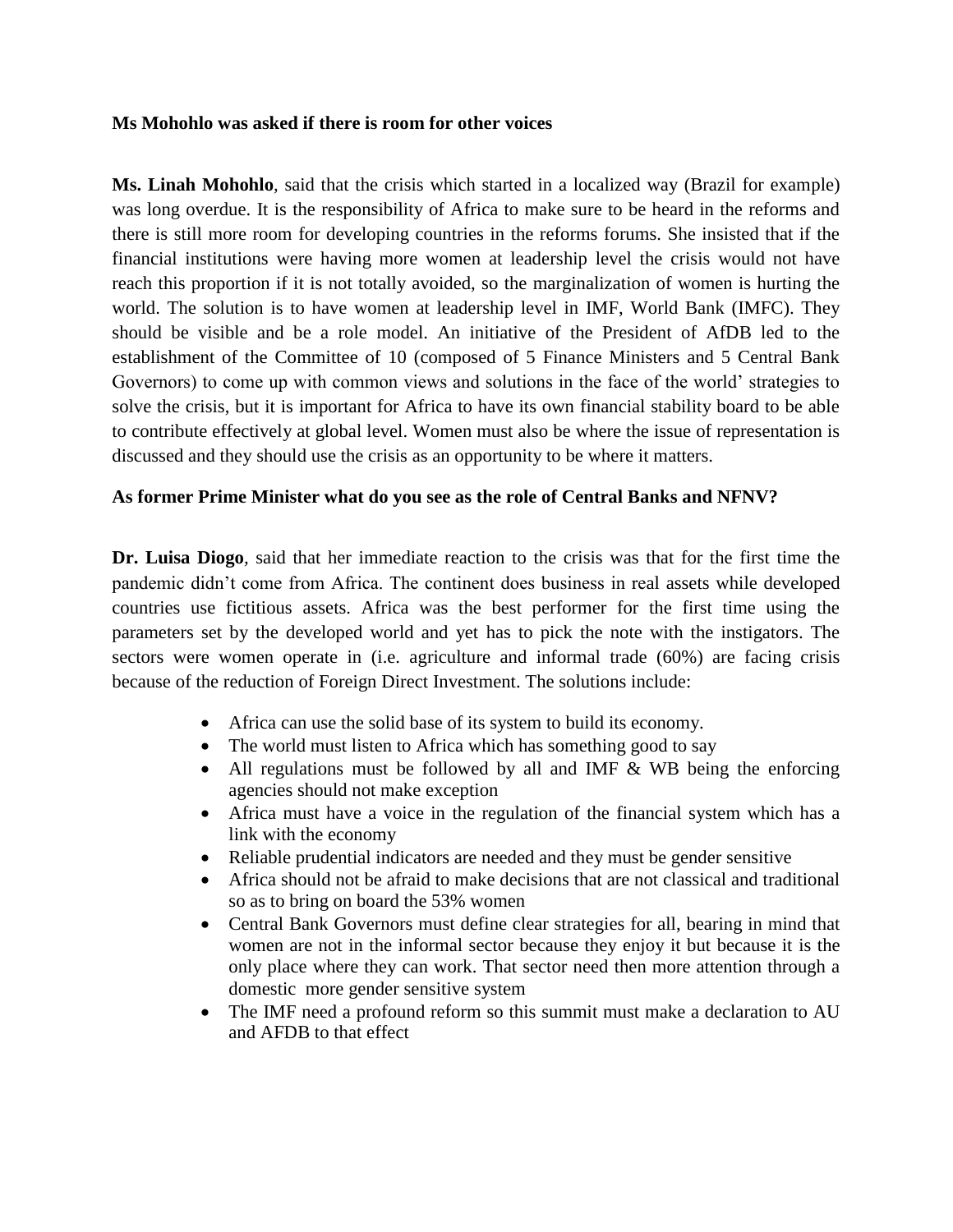**Ms Mohohlo was asked if there is room for other voices**

**Ms. Linah Mohohlo**, said that the crisis which started in a localized way (Brazil for example) was long overdue. It is the responsibility of Africa to make sure to be heard in the reforms and there is still more room for developing countries in the reforms forums. She insisted that if the financial institutions were having more women at leadership level the crisis would not have reach this proportion if it is not totally avoided, so the marginalization of women is hurting the world. The solution is to have women at leadership level in IMF, World Bank (IMFC). They should be visible and be a role model. An initiative of the President of AfDB led to the establishment of the Committee of 10 (composed of 5 Finance Ministers and 5 Central Bank Governors) to come up with common views and solutions in the face of the world' strategies to solve the crisis, but it is important for Africa to have its own financial stability board to be able to contribute effectively at global level. Women must also be where the issue of representation is discussed and they should use the crisis as an opportunity to be where it matters.

**As former Prime Minister what do you see as the role of Central Banks and NFNV?**

**Dr. Luisa Diogo**, said that her immediate reaction to the crisis was that for the first time the pandemic didn't come from Africa. The continent does business in real assets while developed countries use fictitious assets. Africa was the best performer for the first time using the parameters set by the developed world and yet has to pick the note with the instigators. The sectors were women operate in (i.e. agriculture and informal trade (60%) are facing crisis because of the reduction of Foreign Direct Investment. The solutions include:

- Africa can use the solid base of its system to build its economy.
- The world must listen to Africa which has something good to say
- All regulations must be followed by all and IMF & WB being the enforcing agencies should not make exception
- Africa must have a voice in the regulation of the financial system which has a link with the economy
- Reliable prudential indicators are needed and they must be gender sensitive
- Africa should not be afraid to make decisions that are not classical and traditional so as to bring on board the 53% women
- Central Bank Governors must define clear strategies for all, bearing in mind that women are not in the informal sector because they enjoy it but because it is the only place where they can work. That sector need then more attention through a domestic more gender sensitive system
- The IMF need a profound reform so this summit must make a declaration to AU and AFDB to that effect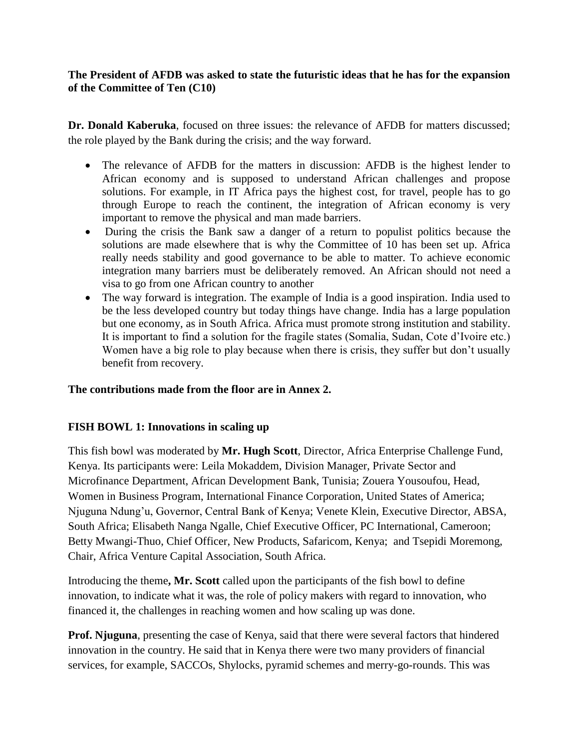**The President of AFDB was asked to state the futuristic ideas that he has for the expansion of the Committee of Ten (C10)**

**Dr. Donald Kaberuka**, focused on three issues: the relevance of AFDB for matters discussed; the role played by the Bank during the crisis; and the way forward.

- The relevance of AFDB for the matters in discussion: AFDB is the highest lender to African economy and is supposed to understand African challenges and propose solutions. For example, in IT Africa pays the highest cost, for travel, people has to go through Europe to reach the continent, the integration of African economy is very important to remove the physical and man made barriers.
- During the crisis the Bank saw a danger of a return to populist politics because the solutions are made elsewhere that is why the Committee of 10 has been set up. Africa really needs stability and good governance to be able to matter. To achieve economic integration many barriers must be deliberately removed. An African should not need a visa to go from one African country to another
- The way forward is integration. The example of India is a good inspiration. India used to be the less developed country but today things have change. India has a large population but one economy, as in South Africa. Africa must promote strong institution and stability. It is important to find a solution for the fragile states (Somalia, Sudan, Cote d'Ivoire etc.) Women have a big role to play because when there is crisis, they suffer but don't usually benefit from recovery.

**The contributions made from the floor are in Annex 2.**

**FISH BOWL 1: Innovations in scaling up**

This fish bowl was moderated by **Mr. Hugh Scott**, Director, Africa Enterprise Challenge Fund, Kenya. Its participants were: Leila Mokaddem, Division Manager, Private Sector and Microfinance Department, African Development Bank, Tunisia; Zouera Yousoufou, Head, Women in Business Program, International Finance Corporation, United States of America; Njuguna Ndung'u, Governor, Central Bank of Kenya; Venete Klein, Executive Director, ABSA, South Africa; Elisabeth Nanga Ngalle, Chief Executive Officer, PC International, Cameroon; Betty Mwangi-Thuo, Chief Officer, New Products, Safaricom, Kenya; and Tsepidi Moremong, Chair, Africa Venture Capital Association, South Africa.

Introducing the theme**, Mr. Scott** called upon the participants of the fish bowl to define innovation, to indicate what it was, the role of policy makers with regard to innovation, who financed it, the challenges in reaching women and how scaling up was done.

**Prof. Njuguna**, presenting the case of Kenya, said that there were several factors that hindered innovation in the country. He said that in Kenya there were two many providers of financial services, for example, SACCOs, Shylocks, pyramid schemes and merry-go-rounds. This was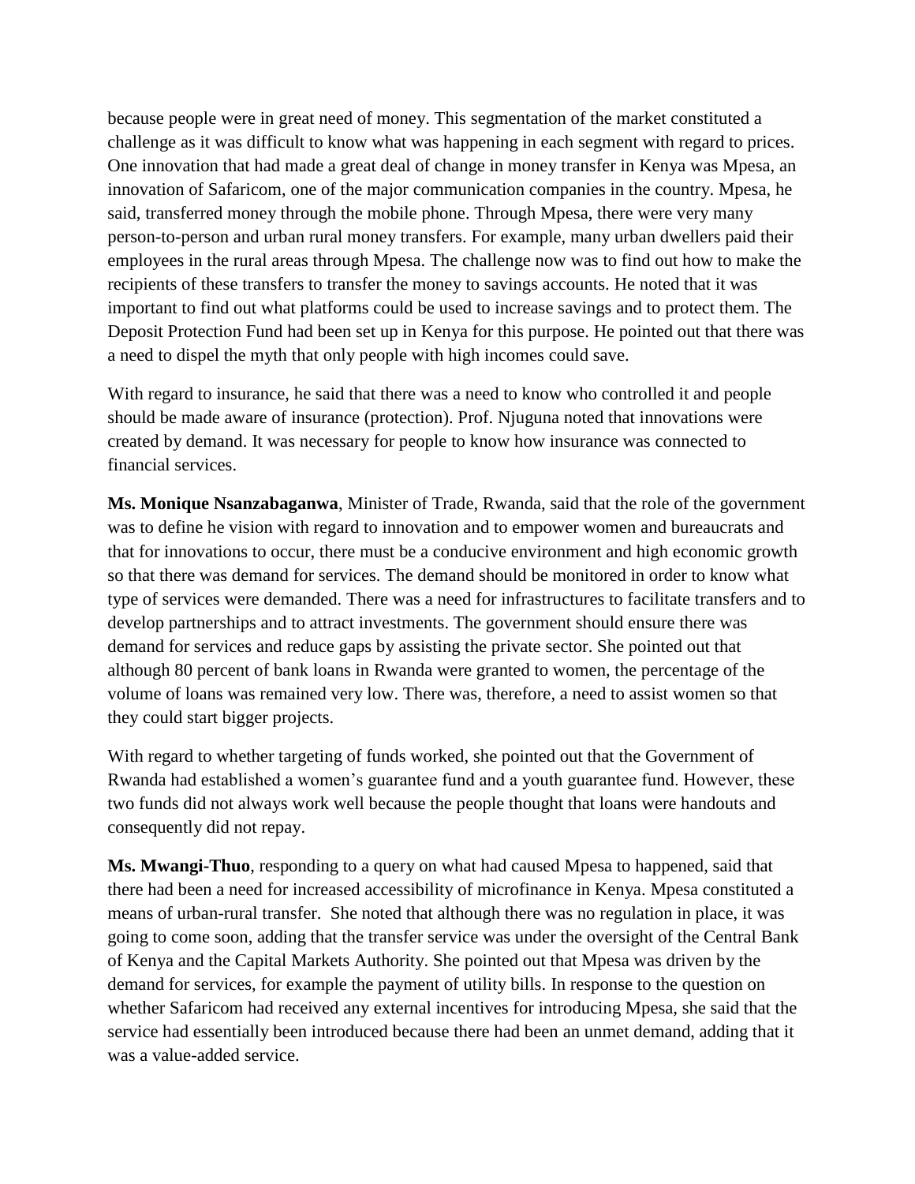because people were in great need of money. This segmentation of the market constituted a challenge as it was difficult to know what was happening in each segment with regard to prices. One innovation that had made a great deal of change in money transfer in Kenya was Mpesa, an innovation of Safaricom, one of the major communication companies in the country. Mpesa, he said, transferred money through the mobile phone. Through Mpesa, there were very many person-to-person and urban rural money transfers. For example, many urban dwellers paid their employees in the rural areas through Mpesa. The challenge now was to find out how to make the recipients of these transfers to transfer the money to savings accounts. He noted that it was important to find out what platforms could be used to increase savings and to protect them. The Deposit Protection Fund had been set up in Kenya for this purpose. He pointed out that there was a need to dispel the myth that only people with high incomes could save.

With regard to insurance, he said that there was a need to know who controlled it and people should be made aware of insurance (protection). Prof. Njuguna noted that innovations were created by demand. It was necessary for people to know how insurance was connected to financial services.

**Ms. Monique Nsanzabaganwa**, Minister of Trade, Rwanda, said that the role of the government was to define he vision with regard to innovation and to empower women and bureaucrats and that for innovations to occur, there must be a conducive environment and high economic growth so that there was demand for services. The demand should be monitored in order to know what type of services were demanded. There was a need for infrastructures to facilitate transfers and to develop partnerships and to attract investments. The government should ensure there was demand for services and reduce gaps by assisting the private sector. She pointed out that although 80 percent of bank loans in Rwanda were granted to women, the percentage of the volume of loans was remained very low. There was, therefore, a need to assist women so that they could start bigger projects.

With regard to whether targeting of funds worked, she pointed out that the Government of Rwanda had established a women's guarantee fund and a youth guarantee fund. However, these two funds did not always work well because the people thought that loans were handouts and consequently did not repay.

**Ms. Mwangi-Thuo**, responding to a query on what had caused Mpesa to happened, said that there had been a need for increased accessibility of microfinance in Kenya. Mpesa constituted a means of urban-rural transfer. She noted that although there was no regulation in place, it was going to come soon, adding that the transfer service was under the oversight of the Central Bank of Kenya and the Capital Markets Authority. She pointed out that Mpesa was driven by the demand for services, for example the payment of utility bills. In response to the question on whether Safaricom had received any external incentives for introducing Mpesa, she said that the service had essentially been introduced because there had been an unmet demand, adding that it was a value-added service.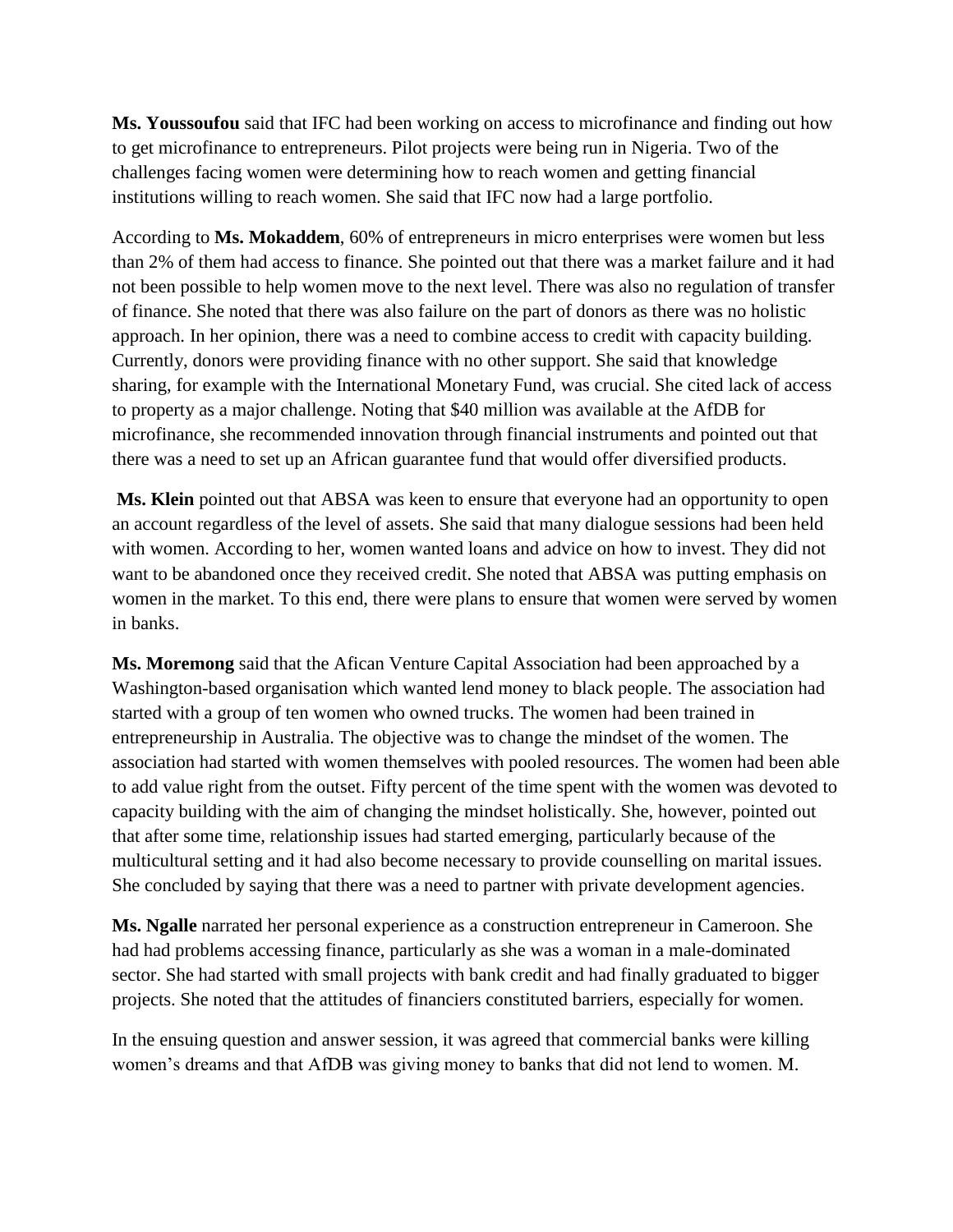**Ms. Youssoufou** said that IFC had been working on access to microfinance and finding out how to get microfinance to entrepreneurs. Pilot projects were being run in Nigeria. Two of the challenges facing women were determining how to reach women and getting financial institutions willing to reach women. She said that IFC now had a large portfolio.

According to **Ms. Mokaddem**, 60% of entrepreneurs in micro enterprises were women but less than 2% of them had access to finance. She pointed out that there was a market failure and it had not been possible to help women move to the next level. There was also no regulation of transfer of finance. She noted that there was also failure on the part of donors as there was no holistic approach. In her opinion, there was a need to combine access to credit with capacity building. Currently, donors were providing finance with no other support. She said that knowledge sharing, for example with the International Monetary Fund, was crucial. She cited lack of access to property as a major challenge. Noting that $40 million was available at the AfDB for microfinance, she recommended innovation through financial instruments and pointed out that there was a need to set up an African guarantee fund that would offer diversified products.

**Ms. Klein** pointed out that ABSA was keen to ensure that everyone had an opportunity to open an account regardless of the level of assets. She said that many dialogue sessions had been held with women. According to her, women wanted loans and advice on how to invest. They did not want to be abandoned once they received credit. She noted that ABSA was putting emphasis on women in the market. To this end, there were plans to ensure that women were served by women in banks.

**Ms. Moremong** said that the Afican Venture Capital Association had been approached by a Washington-based organisation which wanted lend money to black people. The association had started with a group of ten women who owned trucks. The women had been trained in entrepreneurship in Australia. The objective was to change the mindset of the women. The association had started with women themselves with pooled resources. The women had been able to add value right from the outset. Fifty percent of the time spent with the women was devoted to capacity building with the aim of changing the mindset holistically. She, however, pointed out that after some time, relationship issues had started emerging, particularly because of the multicultural setting and it had also become necessary to provide counselling on marital issues. She concluded by saying that there was a need to partner with private development agencies.

**Ms. Ngalle** narrated her personal experience as a construction entrepreneur in Cameroon. She had had problems accessing finance, particularly as she was a woman in a male-dominated sector. She had started with small projects with bank credit and had finally graduated to bigger projects. She noted that the attitudes of financiers constituted barriers, especially for women.

In the ensuing question and answer session, it was agreed that commercial banks were killing women's dreams and that AfDB was giving money to banks that did not lend to women. M.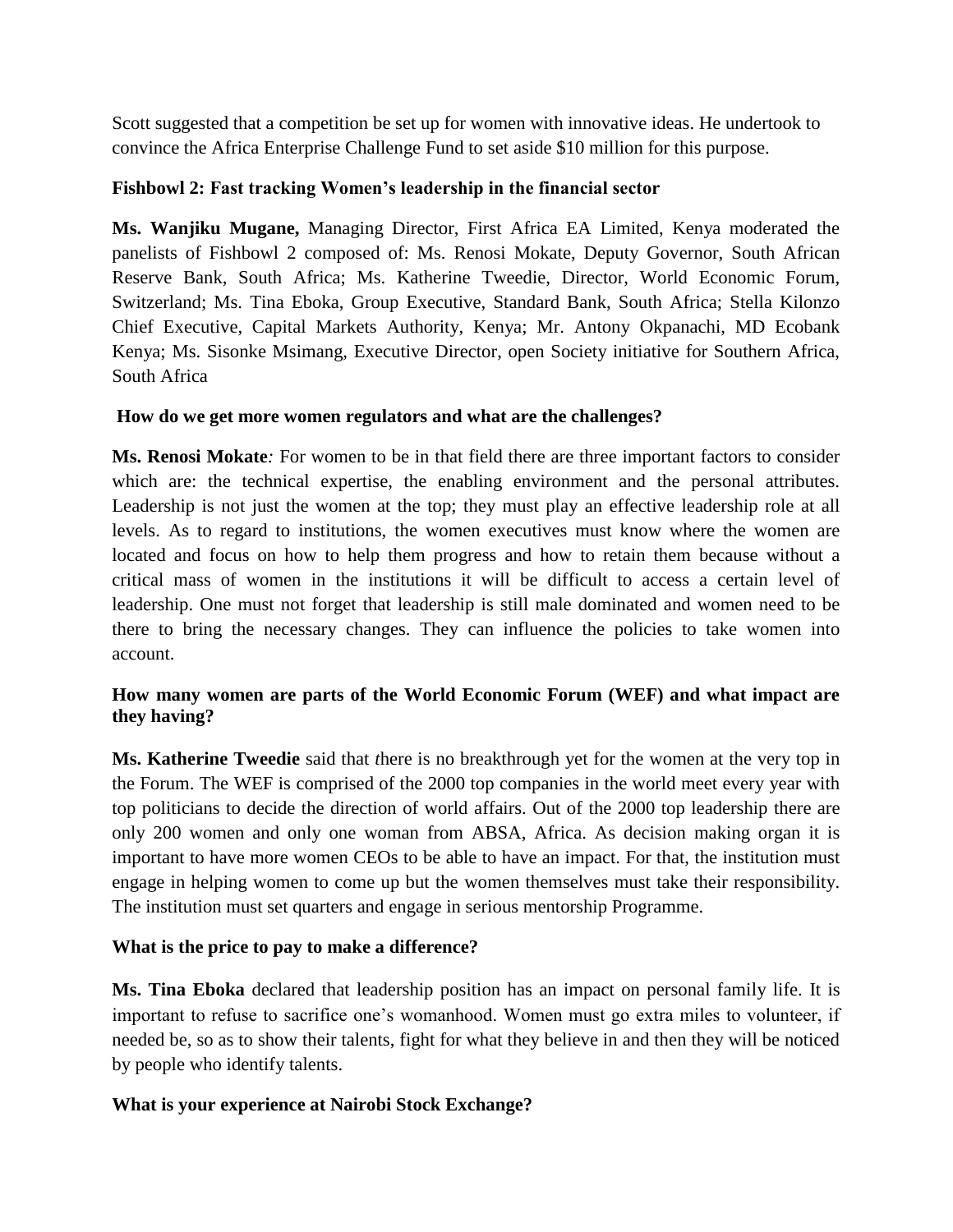Scott suggested that a competition be set up for women with innovative ideas. He undertook to convince the Africa Enterprise Challenge Fund to set aside $10 million for this purpose.

**Fishbowl 2: Fast tracking Women's leadership in the financial sector**

**Ms. Wanjiku Mugane,** Managing Director, First Africa EA Limited, Kenya moderated the panelists of Fishbowl 2 composed of: Ms. Renosi Mokate, Deputy Governor, South African Reserve Bank, South Africa; Ms. Katherine Tweedie, Director, World Economic Forum, Switzerland; Ms. Tina Eboka, Group Executive, Standard Bank, South Africa; Stella Kilonzo Chief Executive, Capital Markets Authority, Kenya; Mr. Antony Okpanachi, MD Ecobank Kenya; Ms. Sisonke Msimang, Executive Director, open Society initiative for Southern Africa, South Africa

**How do we get more women regulators and what are the challenges?**

**Ms. Renosi Mokate***:* For women to be in that field there are three important factors to consider which are: the technical expertise, the enabling environment and the personal attributes. Leadership is not just the women at the top; they must play an effective leadership role at all levels. As to regard to institutions, the women executives must know where the women are located and focus on how to help them progress and how to retain them because without a critical mass of women in the institutions it will be difficult to access a certain level of leadership. One must not forget that leadership is still male dominated and women need to be there to bring the necessary changes. They can influence the policies to take women into account.

**How many women are parts of the World Economic Forum (WEF) and what impact are they having?**

**Ms. Katherine Tweedie** said that *t*here is no breakthrough yet for the women at the very top in the Forum. The WEF is comprised of the 2000 top companies in the world meet every year with top politicians to decide the direction of world affairs. Out of the 2000 top leadership there are only 200 women and only one woman from ABSA, Africa. As decision making organ it is important to have more women CEOs to be able to have an impact. For that, the institution must engage in helping women to come up but the women themselves must take their responsibility. The institution must set quarters and engage in serious mentorship Programme.

**What is the price to pay to make a difference?**

**Ms. Tina Eboka** declared that leadership position has an impact on personal family life. It is important to refuse to sacrifice one's womanhood. Women must go extra miles to volunteer, if needed be, so as to show their talents, fight for what they believe in and then they will be noticed by people who identify talents.

**What is your experience at Nairobi Stock Exchange?**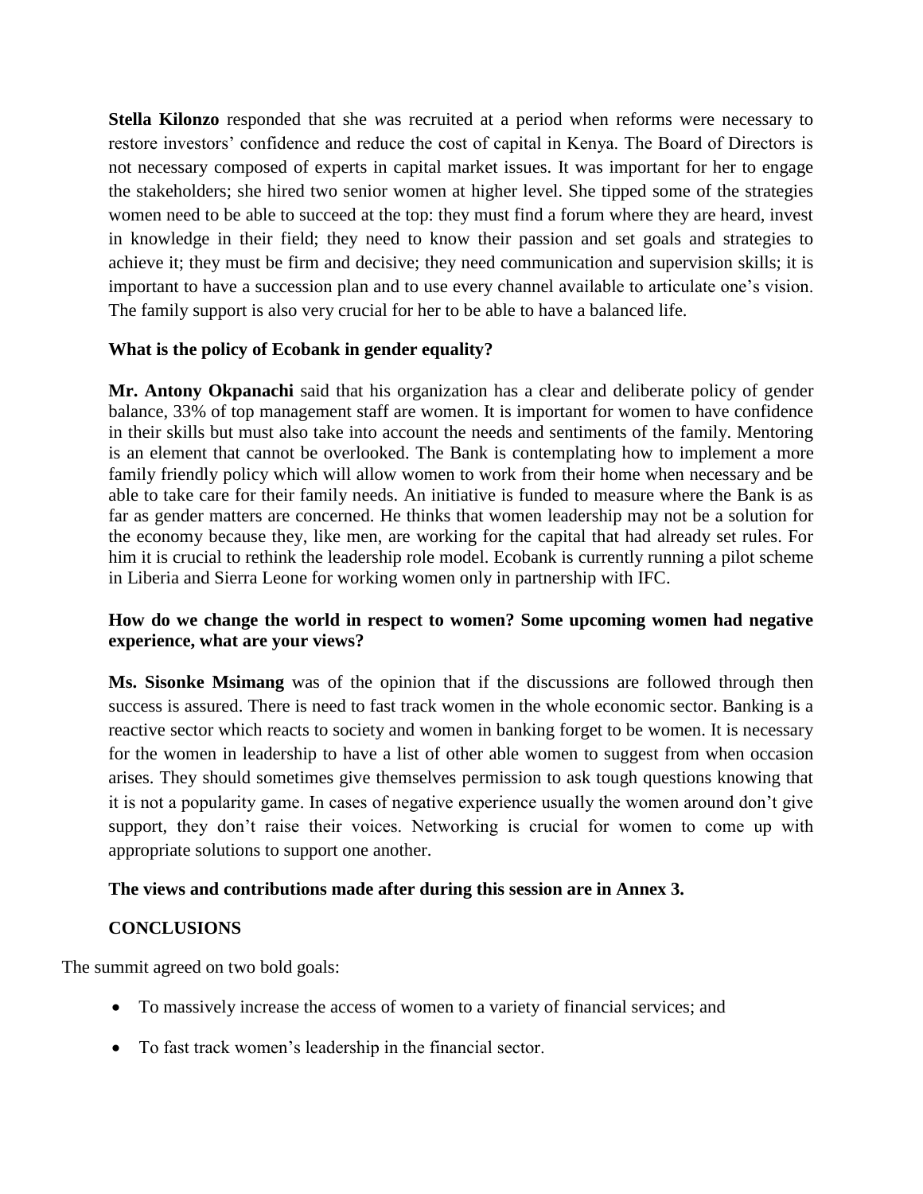**Stella Kilonzo** responded that she *w*as recruited at a period when reforms were necessary to restore investors' confidence and reduce the cost of capital in Kenya. The Board of Directors is not necessary composed of experts in capital market issues. It was important for her to engage the stakeholders; she hired two senior women at higher level. She tipped some of the strategies women need to be able to succeed at the top: they must find a forum where they are heard, invest in knowledge in their field; they need to know their passion and set goals and strategies to achieve it; they must be firm and decisive; they need communication and supervision skills; it is important to have a succession plan and to use every channel available to articulate one's vision. The family support is also very crucial for her to be able to have a balanced life.

**What is the policy of Ecobank in gender equality?**

**Mr. Antony Okpanachi** said that his organization has a clear and deliberate policy of gender balance, 33% of top management staff are women. It is important for women to have confidence in their skills but must also take into account the needs and sentiments of the family. Mentoring is an element that cannot be overlooked. The Bank is contemplating how to implement a more family friendly policy which will allow women to work from their home when necessary and be able to take care for their family needs. An initiative is funded to measure where the Bank is as far as gender matters are concerned. He thinks that women leadership may not be a solution for the economy because they, like men, are working for the capital that had already set rules. For him it is crucial to rethink the leadership role model. Ecobank is currently running a pilot scheme in Liberia and Sierra Leone for working women only in partnership with IFC.

**How do we change the world in respect to women? Some upcoming women had negative experience, what are your views?**

**Ms. Sisonke Msimang** was of the opinion that if the discussions are followed through then success is assured. There is need to fast track women in the whole economic sector. Banking is a reactive sector which reacts to society and women in banking forget to be women. It is necessary for the women in leadership to have a list of other able women to suggest from when occasion arises. They should sometimes give themselves permission to ask tough questions knowing that it is not a popularity game. In cases of negative experience usually the women around don't give support, they don't raise their voices. Networking is crucial for women to come up with appropriate solutions to support one another.

**The views and contributions made after during this session are in Annex 3.**

**CONCLUSIONS**

The summit agreed on two bold goals:

- To massively increase the access of women to a variety of financial services; and
- To fast track women's leadership in the financial sector.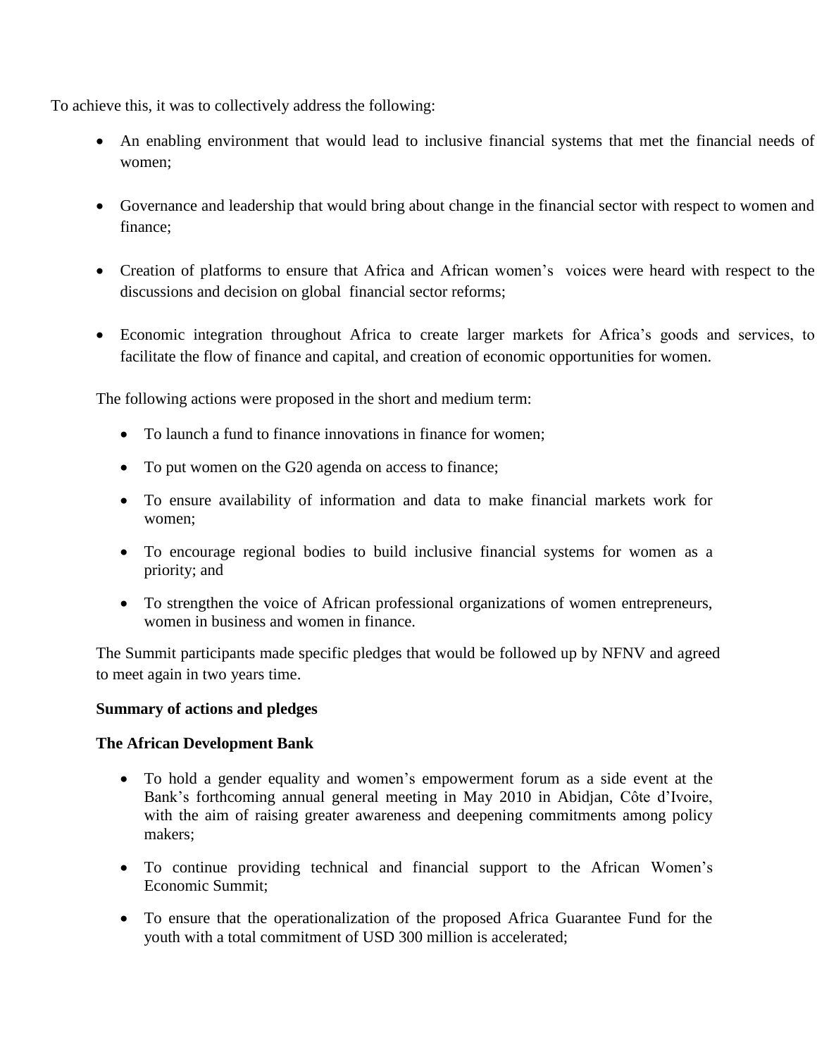To achieve this, it was to collectively address the following:

- An enabling environment that would lead to inclusive financial systems that met the financial needs of women;
- Governance and leadership that would bring about change in the financial sector with respect to women and finance;
- Creation of platforms to ensure that Africa and African women's voices were heard with respect to the discussions and decision on global financial sector reforms;
- Economic integration throughout Africa to create larger markets for Africa's goods and services, to facilitate the flow of finance and capital, and creation of economic opportunities for women.

The following actions were proposed in the short and medium term:

- To launch a fund to finance innovations in finance for women;
- To put women on the G20 agenda on access to finance;
- To ensure availability of information and data to make financial markets work for women;
- To encourage regional bodies to build inclusive financial systems for women as a priority; and
- To strengthen the voice of African professional organizations of women entrepreneurs, women in business and women in finance.

The Summit participants made specific pledges that would be followed up by NFNV and agreed to meet again in two years time.

**Summary of actions and pledges**

**The African Development Bank**

- To hold a gender equality and women's empowerment forum as a side event at the Bank's forthcoming annual general meeting in May 2010 in Abidjan, Côte d'Ivoire, with the aim of raising greater awareness and deepening commitments among policy makers;
- To continue providing technical and financial support to the African Women's Economic Summit;
- To ensure that the operationalization of the proposed Africa Guarantee Fund for the youth with a total commitment of USD 300 million is accelerated;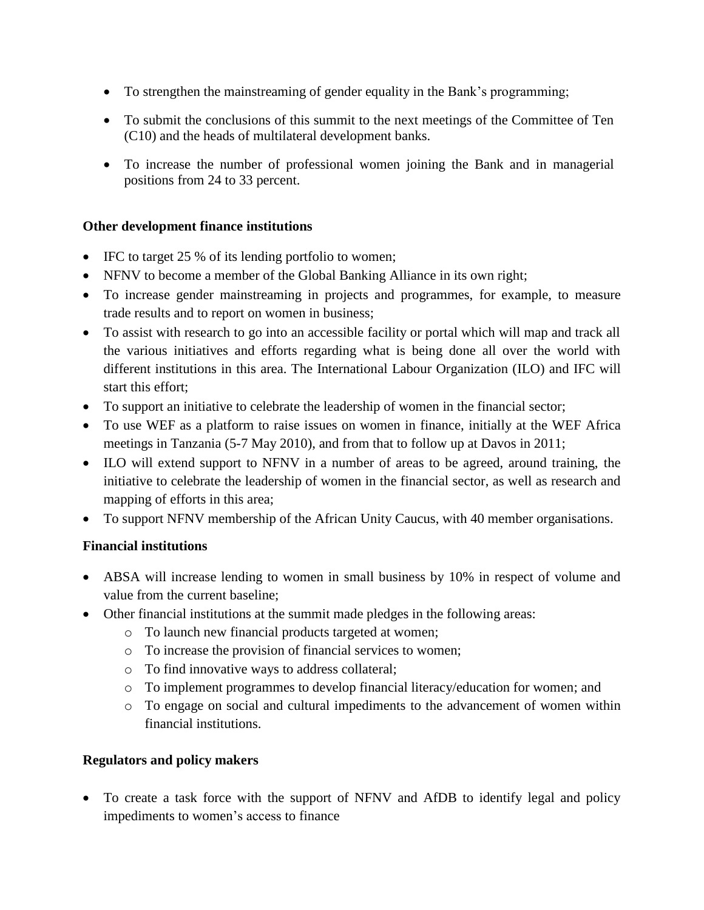- To strengthen the mainstreaming of gender equality in the Bank's programming;
- To submit the conclusions of this summit to the next meetings of the Committee of Ten (C10) and the heads of multilateral development banks.
- To increase the number of professional women joining the Bank and in managerial positions from 24 to 33 percent.

**Other development finance institutions**

- IFC to target 25 % of its lending portfolio to women;
- NFNV to become a member of the Global Banking Alliance in its own right;
- To increase gender mainstreaming in projects and programmes, for example, to measure trade results and to report on women in business;
- To assist with research to go into an accessible facility or portal which will map and track all the various initiatives and efforts regarding what is being done all over the world with different institutions in this area. The International Labour Organization (ILO) and IFC will start this effort;
- To support an initiative to celebrate the leadership of women in the financial sector;
- To use WEF as a platform to raise issues on women in finance, initially at the WEF Africa meetings in Tanzania (5-7 May 2010), and from that to follow up at Davos in 2011;
- ILO will extend support to NFNV in a number of areas to be agreed, around training, the initiative to celebrate the leadership of women in the financial sector, as well as research and mapping of efforts in this area;
- To support NFNV membership of the African Unity Caucus, with 40 member organisations.

**Financial institutions**

- ABSA will increase lending to women in small business by 10% in respect of volume and value from the current baseline;
- Other financial institutions at the summit made pledges in the following areas:
  - To launch new financial products targeted at women;
  - To increase the provision of financial services to women;
  - To find innovative ways to address collateral;
  - To implement programmes to develop financial literacy/education for women; and
  - To engage on social and cultural impediments to the advancement of women within financial institutions.

**Regulators and policy makers**

- To create a task force with the support of NFNV and AfDB to identify legal and policy impediments to women's access to finance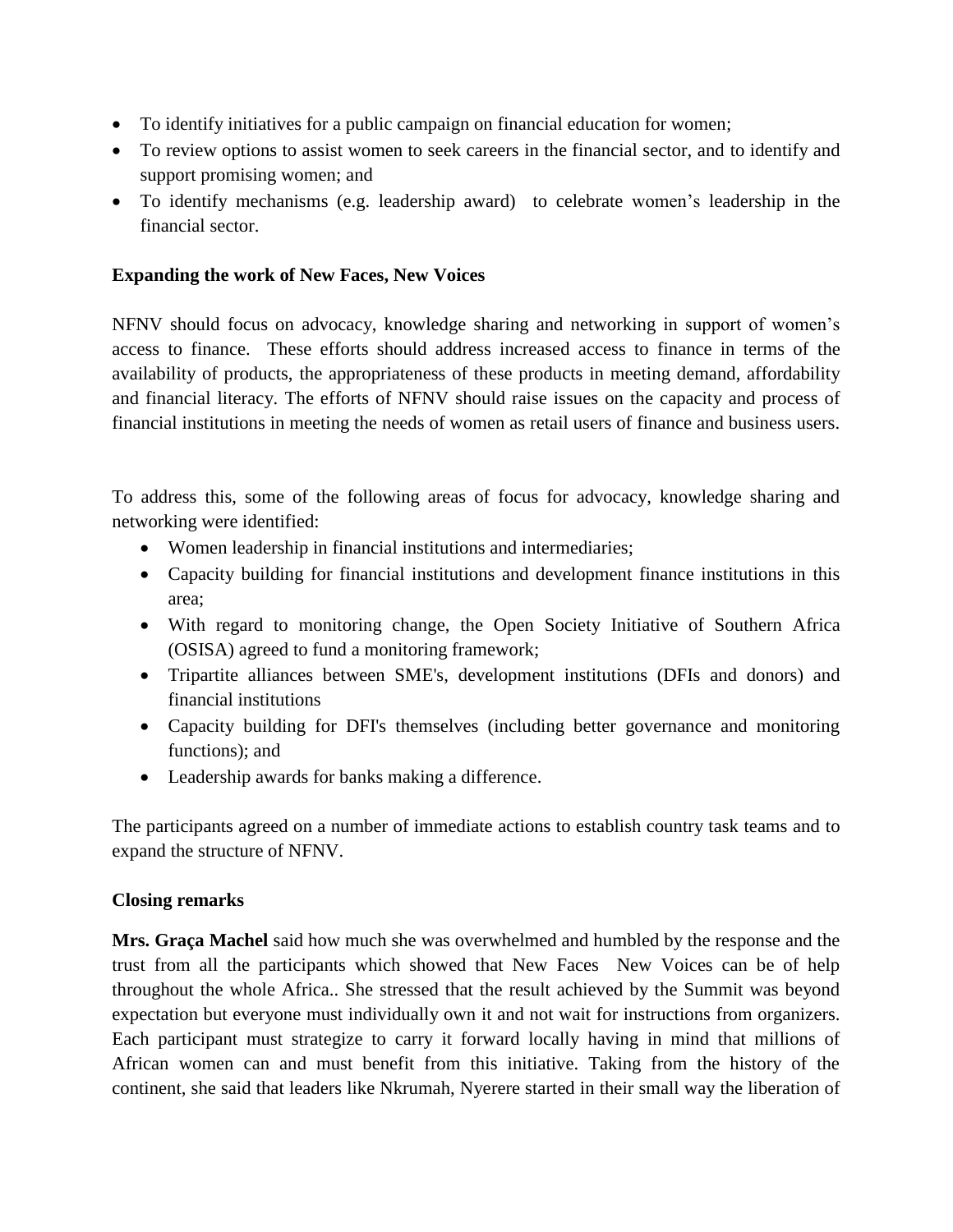- To identify initiatives for a public campaign on financial education for women;
- To review options to assist women to seek careers in the financial sector, and to identify and support promising women; and
- To identify mechanisms (e.g. leadership award) to celebrate women's leadership in the financial sector.

**Expanding the work of New Faces, New Voices**

NFNV should focus on advocacy, knowledge sharing and networking in support of women's access to finance. These efforts should address increased access to finance in terms of the availability of products, the appropriateness of these products in meeting demand, affordability and financial literacy. The efforts of NFNV should raise issues on the capacity and process of financial institutions in meeting the needs of women as retail users of finance and business users.

To address this, some of the following areas of focus for advocacy, knowledge sharing and networking were identified:

- Women leadership in financial institutions and intermediaries;
- Capacity building for financial institutions and development finance institutions in this area;
- With regard to monitoring change, the Open Society Initiative of Southern Africa (OSISA) agreed to fund a monitoring framework;
- Tripartite alliances between SME's, development institutions (DFIs and donors) and financial institutions
- Capacity building for DFI's themselves (including better governance and monitoring functions); and
- Leadership awards for banks making a difference.

The participants agreed on a number of immediate actions to establish country task teams and to expand the structure of NFNV.

**Closing remarks**

**Mrs. Graça Machel** said how much she was overwhelmed and humbled by the response and the trust from all the participants which showed that New Faces New Voices can be of help throughout the whole Africa.. She stressed that the result achieved by the Summit was beyond expectation but everyone must individually own it and not wait for instructions from organizers. Each participant must strategize to carry it forward locally having in mind that millions of African women can and must benefit from this initiative. Taking from the history of the continent, she said that leaders like Nkrumah, Nyerere started in their small way the liberation of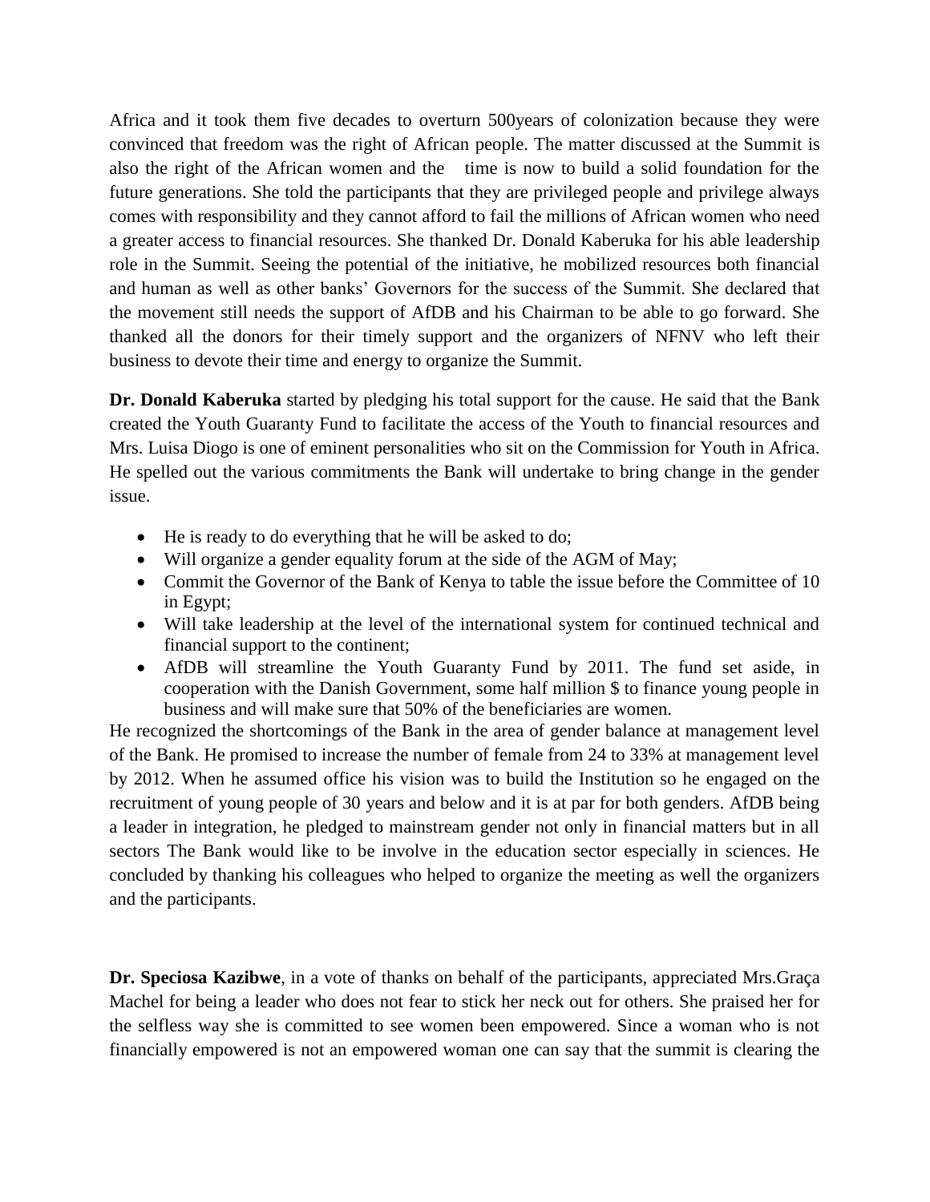Africa and it took them five decades to overturn 500years of colonization because they were convinced that freedom was the right of African people. The matter discussed at the Summit is also the right of the African women and the time is now to build a solid foundation for the future generations. She told the participants that they are privileged people and privilege always comes with responsibility and they cannot afford to fail the millions of African women who need a greater access to financial resources. She thanked Dr. Donald Kaberuka for his able leadership role in the Summit. Seeing the potential of the initiative, he mobilized resources both financial and human as well as other banks' Governors for the success of the Summit. She declared that the movement still needs the support of AfDB and his Chairman to be able to go forward. She thanked all the donors for their timely support and the organizers of NFNV who left their business to devote their time and energy to organize the Summit.

**Dr. Donald Kaberuka** started by pledging his total support for the cause. He said that the Bank created the Youth Guaranty Fund to facilitate the access of the Youth to financial resources and Mrs. Luisa Diogo is one of eminent personalities who sit on the Commission for Youth in Africa. He spelled out the various commitments the Bank will undertake to bring change in the gender issue.

- He is ready to do everything that he will be asked to do;
- Will organize a gender equality forum at the side of the AGM of May;
- Commit the Governor of the Bank of Kenya to table the issue before the Committee of 10 in Egypt;
- Will take leadership at the level of the international system for continued technical and financial support to the continent;
- AfDB will streamline the Youth Guaranty Fund by 2011. The fund set aside, in cooperation with the Danish Government, some half million $ to finance young people in business and will make sure that 50% of the beneficiaries are women.

He recognized the shortcomings of the Bank in the area of gender balance at management level of the Bank. He promised to increase the number of female from 24 to 33% at management level by 2012. When he assumed office his vision was to build the Institution so he engaged on the recruitment of young people of 30 years and below and it is at par for both genders. AfDB being a leader in integration, he pledged to mainstream gender not only in financial matters but in all sectors The Bank would like to be involve in the education sector especially in sciences. He concluded by thanking his colleagues who helped to organize the meeting as well the organizers and the participants.

**Dr. Speciosa Kazibwe**, in a vote of thanks on behalf of the participants, appreciated Mrs.Graça Machel for being a leader who does not fear to stick her neck out for others. She praised her for the selfless way she is committed to see women been empowered. Since a woman who is not financially empowered is not an empowered woman one can say that the summit is clearing the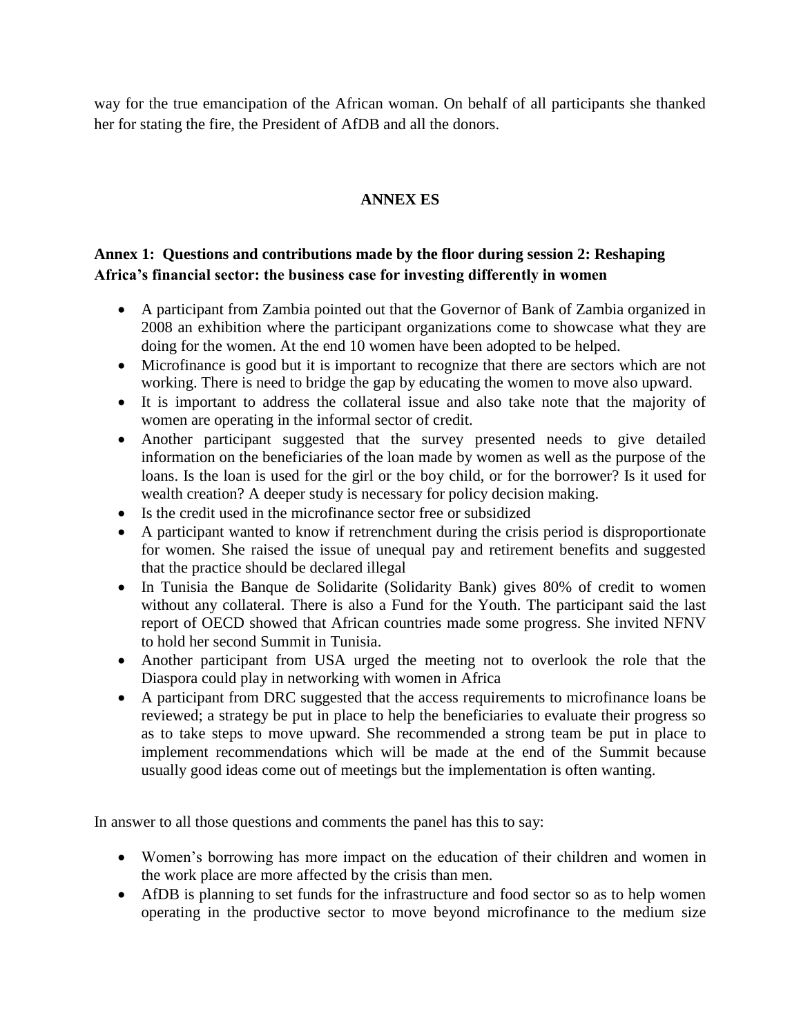way for the true emancipation of the African woman. On behalf of all participants she thanked her for stating the fire, the President of AfDB and all the donors.

## ANNEX ES

### Annex 1: Questions and contributions made by the floor during session 2: Reshaping Africa's financial sector: the business case for investing differently in women

- A participant from Zambia pointed out that the Governor of Bank of Zambia organized in 2008 an exhibition where the participant organizations come to showcase what they are doing for the women. At the end 10 women have been adopted to be helped.
- Microfinance is good but it is important to recognize that there are sectors which are not working. There is need to bridge the gap by educating the women to move also upward.
- It is important to address the collateral issue and also take note that the majority of women are operating in the informal sector of credit.
- Another participant suggested that the survey presented needs to give detailed information on the beneficiaries of the loan made by women as well as the purpose of the loans. Is the loan is used for the girl or the boy child, or for the borrower? Is it used for wealth creation? A deeper study is necessary for policy decision making.
- Is the credit used in the microfinance sector free or subsidized
- A participant wanted to know if retrenchment during the crisis period is disproportionate for women. She raised the issue of unequal pay and retirement benefits and suggested that the practice should be declared illegal
- In Tunisia the Banque de Solidarite (Solidarity Bank) gives 80% of credit to women without any collateral. There is also a Fund for the Youth. The participant said the last report of OECD showed that African countries made some progress. She invited NFNV to hold her second Summit in Tunisia.
- Another participant from USA urged the meeting not to overlook the role that the Diaspora could play in networking with women in Africa
- A participant from DRC suggested that the access requirements to microfinance loans be reviewed; a strategy be put in place to help the beneficiaries to evaluate their progress so as to take steps to move upward. She recommended a strong team be put in place to implement recommendations which will be made at the end of the Summit because usually good ideas come out of meetings but the implementation is often wanting.

In answer to all those questions and comments the panel has this to say:

- Women's borrowing has more impact on the education of their children and women in the work place are more affected by the crisis than men.
- AfDB is planning to set funds for the infrastructure and food sector so as to help women operating in the productive sector to move beyond microfinance to the medium size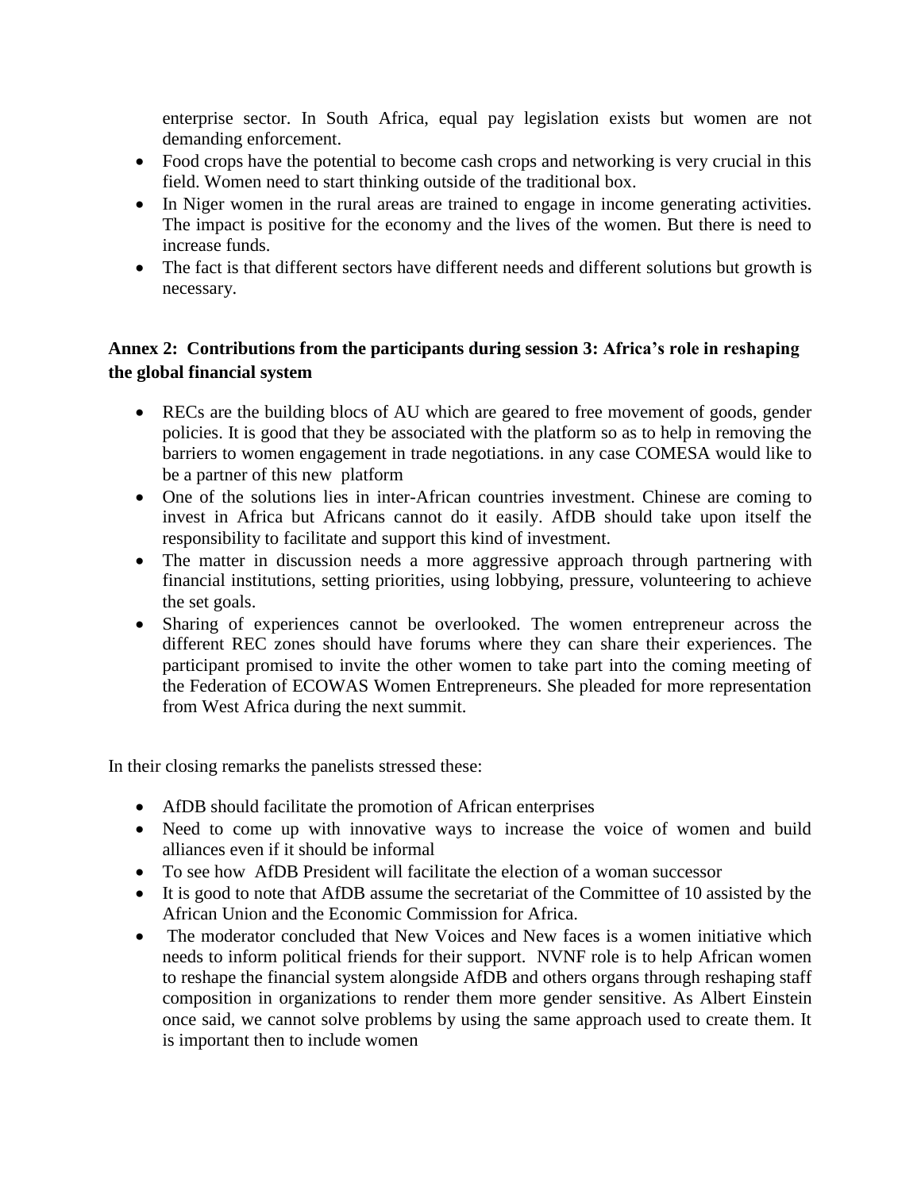enterprise sector. In South Africa, equal pay legislation exists but women are not demanding enforcement.

- Food crops have the potential to become cash crops and networking is very crucial in this field. Women need to start thinking outside of the traditional box.
- In Niger women in the rural areas are trained to engage in income generating activities. The impact is positive for the economy and the lives of the women. But there is need to increase funds.
- The fact is that different sectors have different needs and different solutions but growth is necessary.

**Annex 2: Contributions from the participants during session 3: Africa's role in reshaping the global financial system**

- RECs are the building blocs of AU which are geared to free movement of goods, gender policies. It is good that they be associated with the platform so as to help in removing the barriers to women engagement in trade negotiations. in any case COMESA would like to be a partner of this new platform
- One of the solutions lies in inter-African countries investment. Chinese are coming to invest in Africa but Africans cannot do it easily. AfDB should take upon itself the responsibility to facilitate and support this kind of investment.
- The matter in discussion needs a more aggressive approach through partnering with financial institutions, setting priorities, using lobbying, pressure, volunteering to achieve the set goals.
- Sharing of experiences cannot be overlooked. The women entrepreneur across the different REC zones should have forums where they can share their experiences. The participant promised to invite the other women to take part into the coming meeting of the Federation of ECOWAS Women Entrepreneurs. She pleaded for more representation from West Africa during the next summit.

In their closing remarks the panelists stressed these:

- AfDB should facilitate the promotion of African enterprises
- Need to come up with innovative ways to increase the voice of women and build alliances even if it should be informal
- To see how AfDB President will facilitate the election of a woman successor
- It is good to note that AfDB assume the secretariat of the Committee of 10 assisted by the African Union and the Economic Commission for Africa.
- The moderator concluded that New Voices and New faces is a women initiative which needs to inform political friends for their support. NVNF role is to help African women to reshape the financial system alongside AfDB and others organs through reshaping staff composition in organizations to render them more gender sensitive. As Albert Einstein once said, we cannot solve problems by using the same approach used to create them. It is important then to include women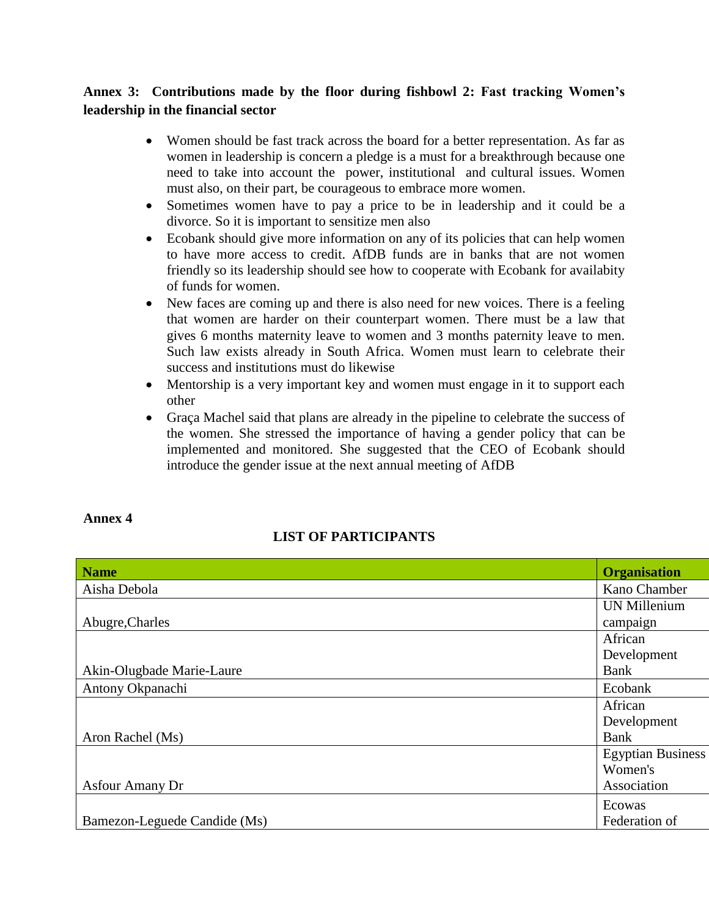**Annex 3: Contributions made by the floor during fishbowl 2: Fast tracking Women's leadership in the financial sector**

- Women should be fast track across the board for a better representation. As far as women in leadership is concern a pledge is a must for a breakthrough because one need to take into account the power, institutional and cultural issues. Women must also, on their part, be courageous to embrace more women.
- Sometimes women have to pay a price to be in leadership and it could be a divorce. So it is important to sensitize men also
- Ecobank should give more information on any of its policies that can help women to have more access to credit. AfDB funds are in banks that are not women friendly so its leadership should see how to cooperate with Ecobank for availabity of funds for women.
- New faces are coming up and there is also need for new voices. There is a feeling that women are harder on their counterpart women. There must be a law that gives 6 months maternity leave to women and 3 months paternity leave to men. Such law exists already in South Africa. Women must learn to celebrate their success and institutions must do likewise
- Mentorship is a very important key and women must engage in it to support each other
- Graça Machel said that plans are already in the pipeline to celebrate the success of the women. She stressed the importance of having a gender policy that can be implemented and monitored. She suggested that the CEO of Ecobank should introduce the gender issue at the next annual meeting of AfDB

**Annex 4**

**LIST OF PARTICIPANTS**

| **Name** | **Organisation** |
|---|---|
| Aisha Debola | Kano Chamber |
| Abugre,Charles | UN Millenium campaign |
| Akin-Olugbade Marie-Laure | African Development Bank |
| Antony Okpanachi | Ecobank |
| Aron Rachel (Ms) | African Development Bank |
| Asfour Amany Dr | Egyptian Business Women's Association |
| Bamezon-Leguede Candide (Ms) | Ecowas Federation of |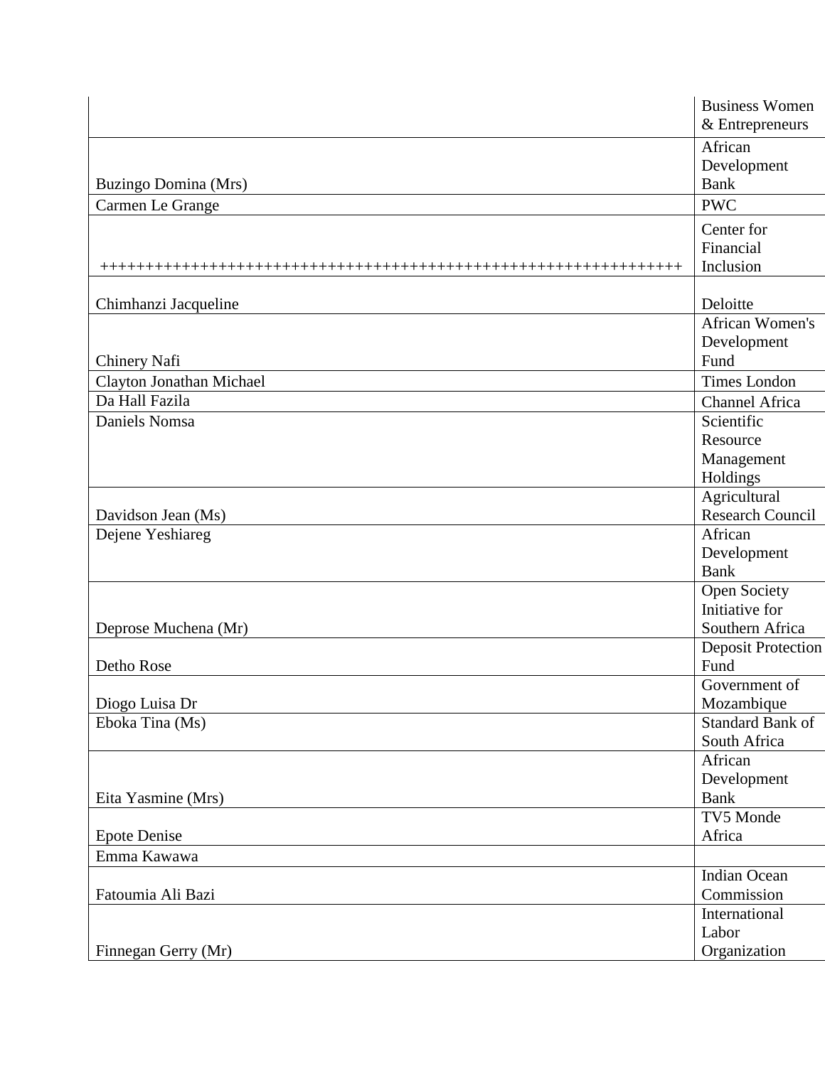| | |
|---|---|
| | Business Women & Entrepreneurs |
| Buzingo Domina (Mrs) | African Development Bank |
| Carmen Le Grange | PWC |
| +++++++++++++++++++++++++++++++++++++++++++++++++++++++++++++++++++ | Center for Financial Inclusion |
| Chimhanzi Jacqueline | Deloitte |
| Chinery Nafi | African Women's Development Fund |
| Clayton Jonathan Michael | Times London |
| Da Hall Fazila | Channel Africa |
| Daniels Nomsa | Scientific Resource Management Holdings |
| Davidson Jean (Ms) | Agricultural Research Council |
| Dejene Yeshiareg | African Development Bank |
| Deprose Muchena (Mr) | Open Society Initiative for Southern Africa |
| Detho Rose | Deposit Protection Fund |
| Diogo Luisa Dr | Government of Mozambique |
| Eboka Tina (Ms) | Standard Bank of South Africa |
| Eita Yasmine (Mrs) | African Development Bank |
| Epote Denise | TV5 Monde Africa |
| Emma Kawawa | |
| Fatoumia Ali Bazi | Indian Ocean Commission |
| Finnegan Gerry (Mr) | International Labor Organization |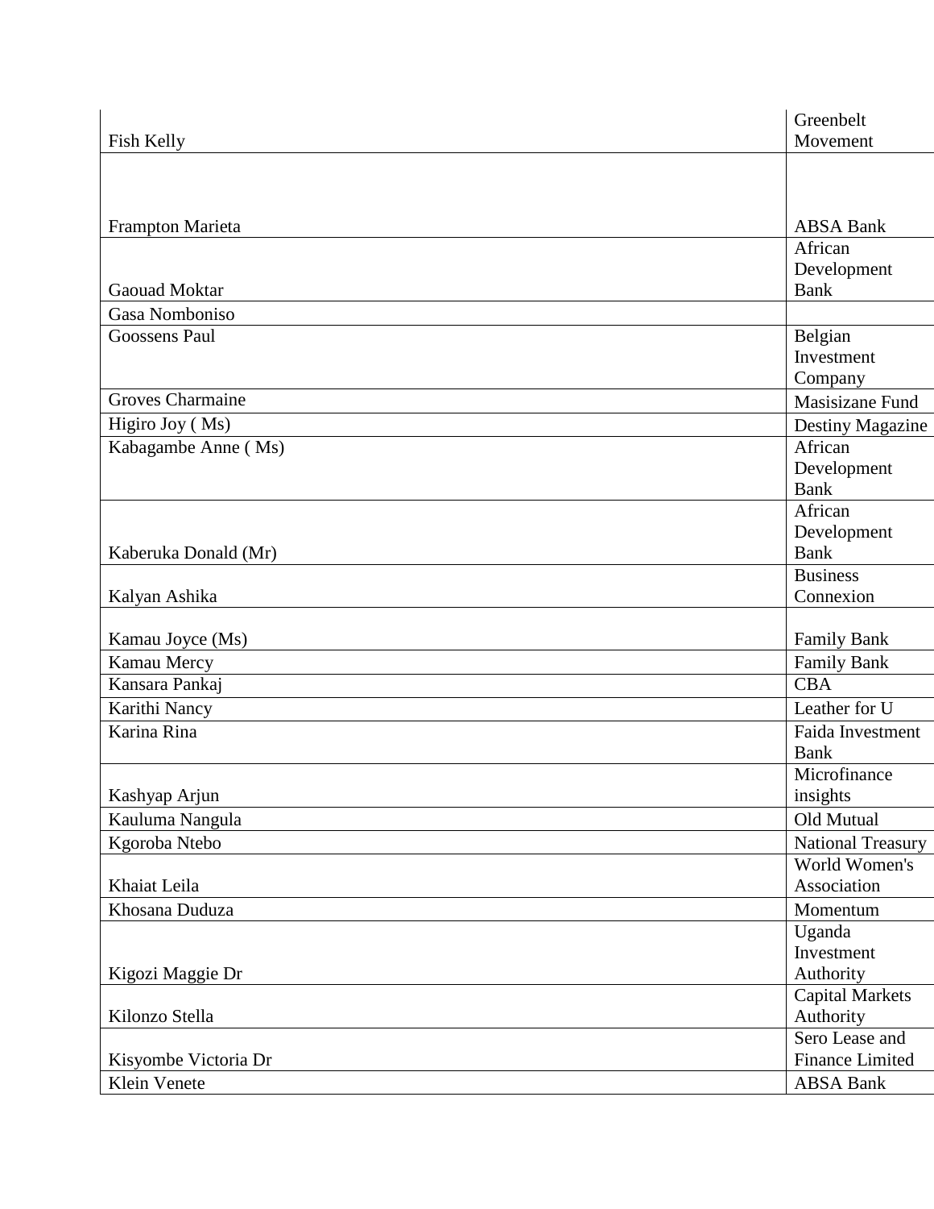| | |
|---|---|
| Fish Kelly | Greenbelt Movement |
| Frampton Marieta | ABSA Bank |
| Gaouad Moktar | African Development Bank |
| Gasa Nomboniso | |
| Goossens Paul | Belgian Investment Company |
| Groves Charmaine | Masisizane Fund |
| Higiro Joy ( Ms) | Destiny Magazine |
| Kabagambe Anne ( Ms) | African Development Bank |
| Kaberuka Donald (Mr) | African Development Bank |
| Kalyan Ashika | Business Connexion |
| Kamau Joyce (Ms) | Family Bank |
| Kamau Mercy | Family Bank |
| Kansara Pankaj | CBA |
| Karithi Nancy | Leather for U |
| Karina Rina | Faida Investment Bank |
| Kashyap Arjun | Microfinance insights |
| Kauluma Nangula | Old Mutual |
| Kgoroba Ntebo | National Treasury |
| Khaiat Leila | World Women's Association |
| Khosana Duduza | Momentum |
| Kigozi Maggie Dr | Uganda Investment Authority |
| Kilonzo Stella | Capital Markets Authority |
| Kisyombe Victoria Dr | Sero Lease and Finance Limited |
| Klein Venete | ABSA Bank |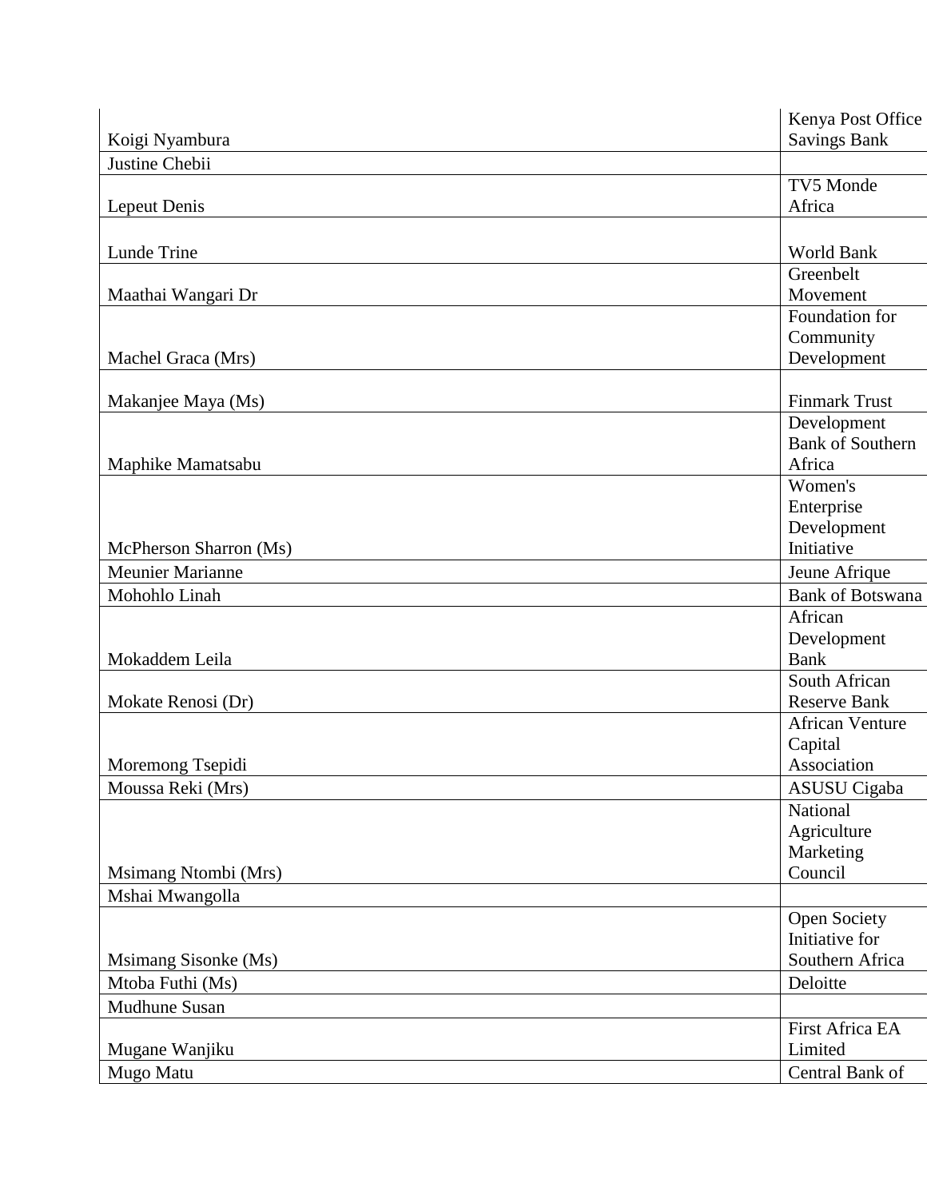| | |
|---|---|
| Koigi Nyambura | Kenya Post Office Savings Bank |
| Justine Chebii | |
| Lepeut Denis | TV5 Monde Africa |
| Lunde Trine | World Bank |
| Maathai Wangari Dr | Greenbelt Movement |
| Machel Graca (Mrs) | Foundation for Community Development |
| Makanjee Maya (Ms) | Finmark Trust |
| Maphike Mamatsabu | Development Bank of Southern Africa |
| McPherson Sharron (Ms) | Women's Enterprise Development Initiative |
| Meunier Marianne | Jeune Afrique |
| Mohohlo Linah | Bank of Botswana |
| Mokaddem Leila | African Development Bank |
| Mokate Renosi (Dr) | South African Reserve Bank |
| Moremong Tsepidi | African Venture Capital Association |
| Moussa Reki (Mrs) | ASUSU Cigaba |
| Msimang Ntombi (Mrs) | National Agriculture Marketing Council |
| Mshai Mwangolla | |
| Msimang Sisonke (Ms) | Open Society Initiative for Southern Africa |
| Mtoba Futhi (Ms) | Deloitte |
| Mudhune Susan | |
| Mugane Wanjiku | First Africa EA Limited |
| Mugo Matu | Central Bank of |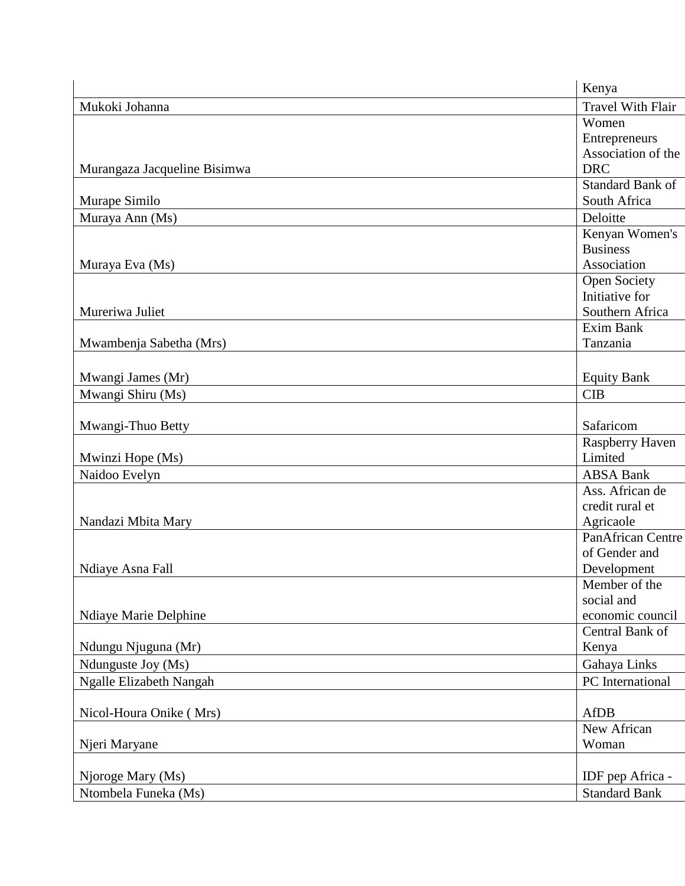| | |
|---|---|
| | Kenya |
| Mukoki Johanna | Travel With Flair |
| Murangaza Jacqueline Bisimwa | Women Entrepreneurs Association of the DRC |
| Murape Similo | Standard Bank of South Africa |
| Muraya Ann (Ms) | Deloitte |
| Muraya Eva (Ms) | Kenyan Women's Business Association |
| Mureriwa Juliet | Open Society Initiative for Southern Africa |
| Mwambenja Sabetha (Mrs) | Exim Bank Tanzania |
| Mwangi James (Mr) | Equity Bank |
| Mwangi Shiru (Ms) | CIB |
| Mwangi-Thuo Betty | Safaricom |
| Mwinzi Hope (Ms) | Raspberry Haven Limited |
| Naidoo Evelyn | ABSA Bank |
| Nandazi Mbita Mary | Ass. African de credit rural et Agricaole |
| Ndiaye Asna Fall | PanAfrican Centre of Gender and Development |
| Ndiaye Marie Delphine | Member of the social and economic council |
| Ndungu Njuguna (Mr) | Central Bank of Kenya |
| Ndunguste Joy (Ms) | Gahaya Links |
| Ngalle Elizabeth Nangah | PC International |
| Nicol-Houra Onike ( Mrs) | AfDB |
| Njeri Maryane | New African Woman |
| Njoroge Mary (Ms) | IDF pep Africa - |
| Ntombela Funeka (Ms) | Standard Bank |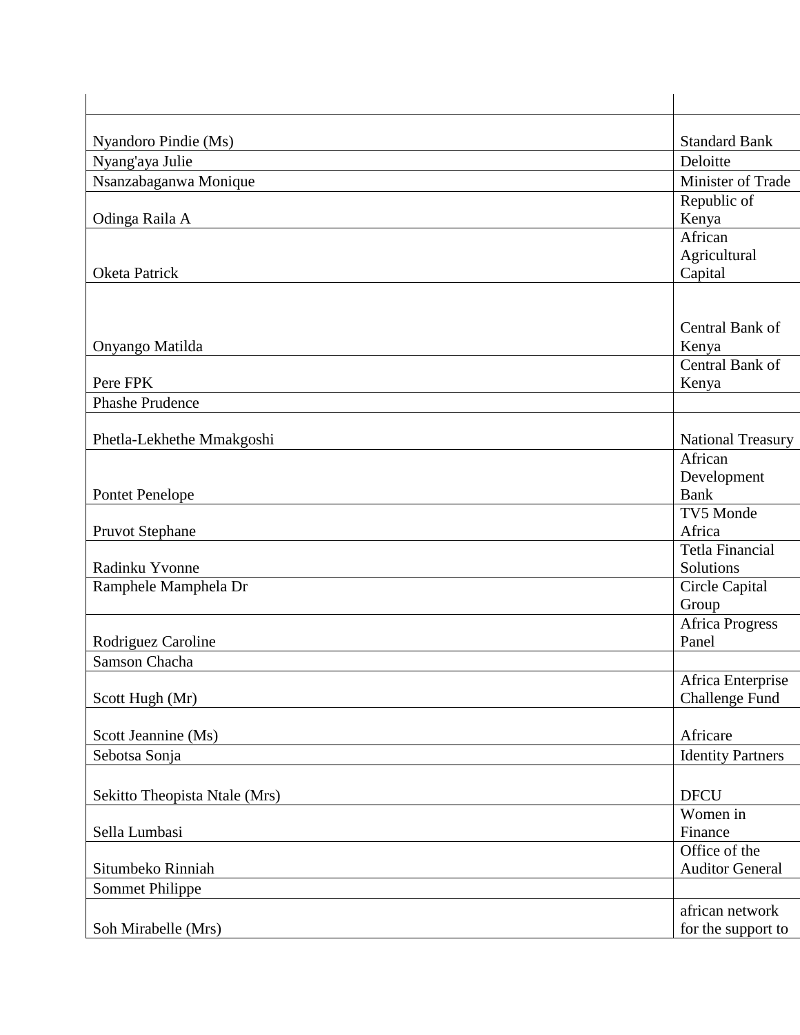| | |
|---|---|
| Nyandoro Pindie (Ms) | Standard Bank |
| Nyang'aya Julie | Deloitte |
| Nsanzabaganwa Monique | Minister of Trade |
| Odinga Raila A | Republic of Kenya |
| Oketa Patrick | African Agricultural Capital |
| Onyango Matilda | Central Bank of Kenya |
| Pere FPK | Central Bank of Kenya |
| Phashe Prudence | |
| Phetla-Lekhethe Mmakgoshi | National Treasury |
| Pontet Penelope | African Development Bank |
| Pruvot Stephane | TV5 Monde Africa |
| Radinku Yvonne | Tetla Financial Solutions |
| Ramphele Mamphela Dr | Circle Capital Group |
| Rodriguez Caroline | Africa Progress Panel |
| Samson Chacha | |
| Scott Hugh (Mr) | Africa Enterprise Challenge Fund |
| Scott Jeannine (Ms) | Africare |
| Sebotsa Sonja | Identity Partners |
| Sekitto Theopista Ntale (Mrs) | DFCU |
| Sella Lumbasi | Women in Finance |
| Situmbeko Rinniah | Office of the Auditor General |
| Sommet Philippe | |
| Soh Mirabelle (Mrs) | african network for the support to |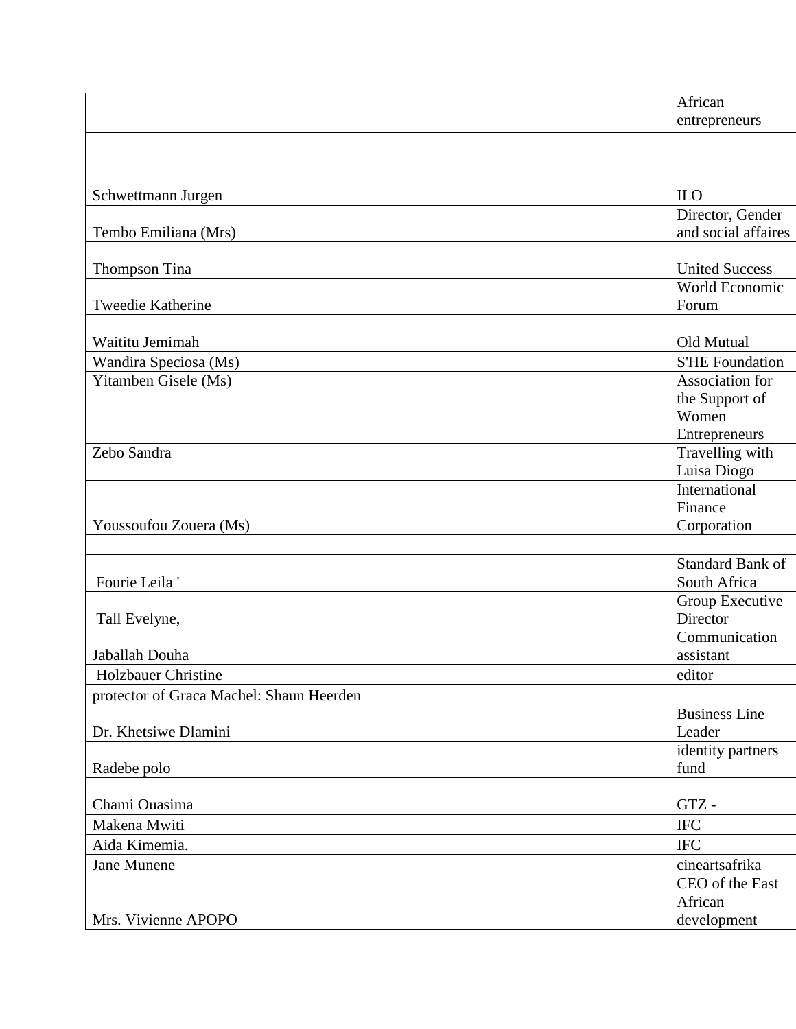| | |
|---|---|
| | African entrepreneurs |
| Schwettmann Jurgen | ILO |
| Tembo Emiliana (Mrs) | Director, Gender and social affaires |
| Thompson Tina | United Success |
| Tweedie Katherine | World Economic Forum |
| Waititu Jemimah | Old Mutual |
| Wandira Speciosa (Ms) | S'HE Foundation |
| Yitamben Gisele (Ms) | Association for the Support of Women Entrepreneurs |
| Zebo Sandra | Travelling with Luisa Diogo |
| Youssoufou Zouera (Ms) | International Finance Corporation |
| | |
| Fourie Leila ' | Standard Bank of South Africa |
| Tall Evelyne, | Group Executive Director |
| Jaballah Douha | Communication assistant |
| Holzbauer Christine | editor |
| protector of Graca Machel: Shaun Heerden | |
| Dr. Khetsiwe Dlamini | Business Line Leader |
| Radebe polo | identity partners fund |
| Chami Ouasima | GTZ - |
| Makena Mwiti | IFC |
| Aida Kimemia. | IFC |
| Jane Munene | cineartsafrika |
| Mrs. Vivienne APOPO | CEO of the East African development |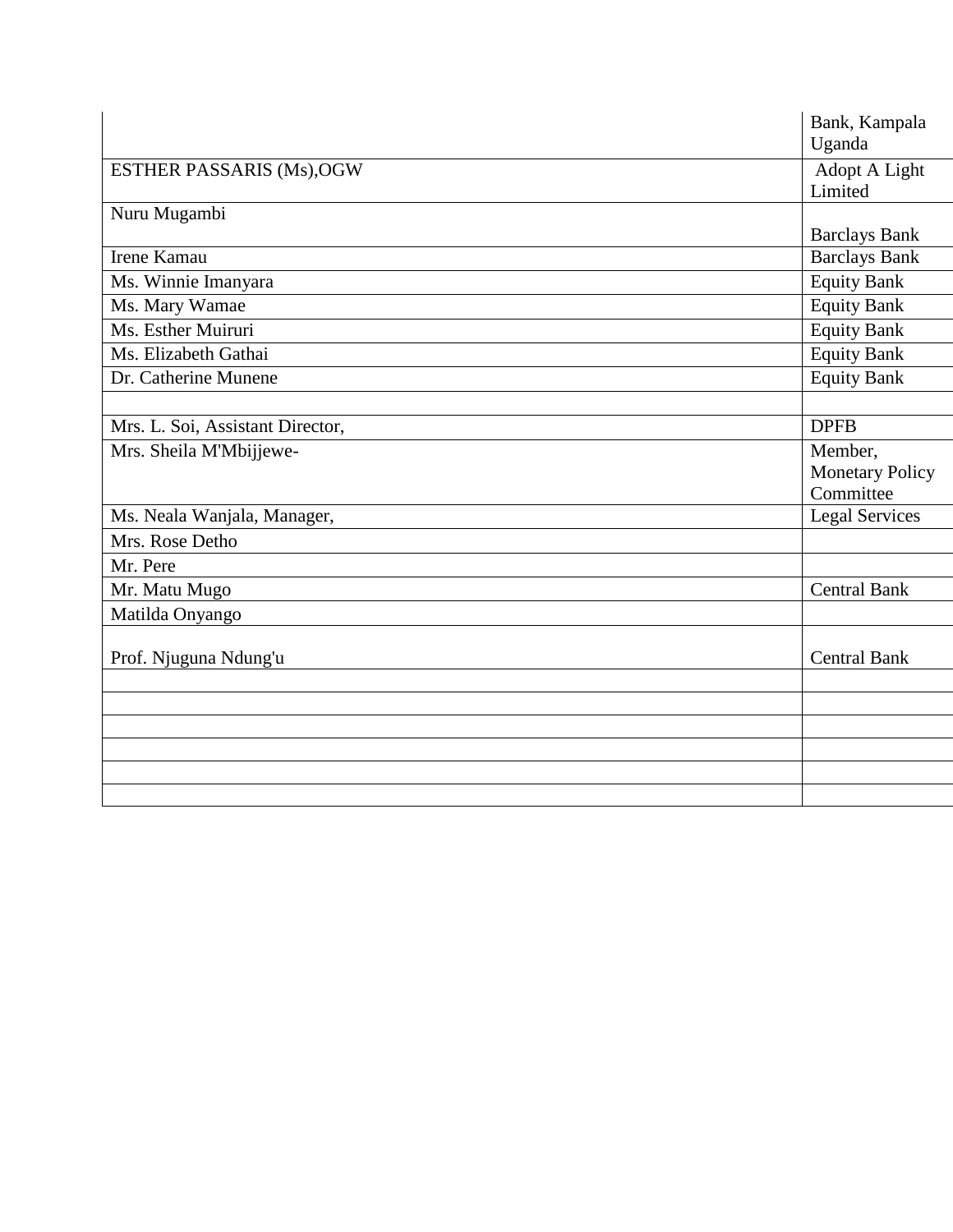| | |
|---|---|
| | Bank, Kampala Uganda |
| ESTHER PASSARIS (Ms),OGW | Adopt A Light Limited |
| Nuru Mugambi | Barclays Bank |
| Irene Kamau | Barclays Bank |
| Ms. Winnie Imanyara | Equity Bank |
| Ms. Mary Wamae | Equity Bank |
| Ms. Esther Muiruri | Equity Bank |
| Ms. Elizabeth Gathai | Equity Bank |
| Dr. Catherine Munene | Equity Bank |
| | |
| Mrs. L. Soi, Assistant Director, | DPFB |
| Mrs. Sheila M'Mbijjewe- | Member, Monetary Policy Committee |
| Ms. Neala Wanjala, Manager, | Legal Services |
| Mrs. Rose Detho | |
| Mr. Pere | |
| Mr. Matu Mugo | Central Bank |
| Matilda Onyango | |
| Prof. Njuguna Ndung'u | Central Bank |
| | |
| | |
| | |
| | |
| | |
| | |